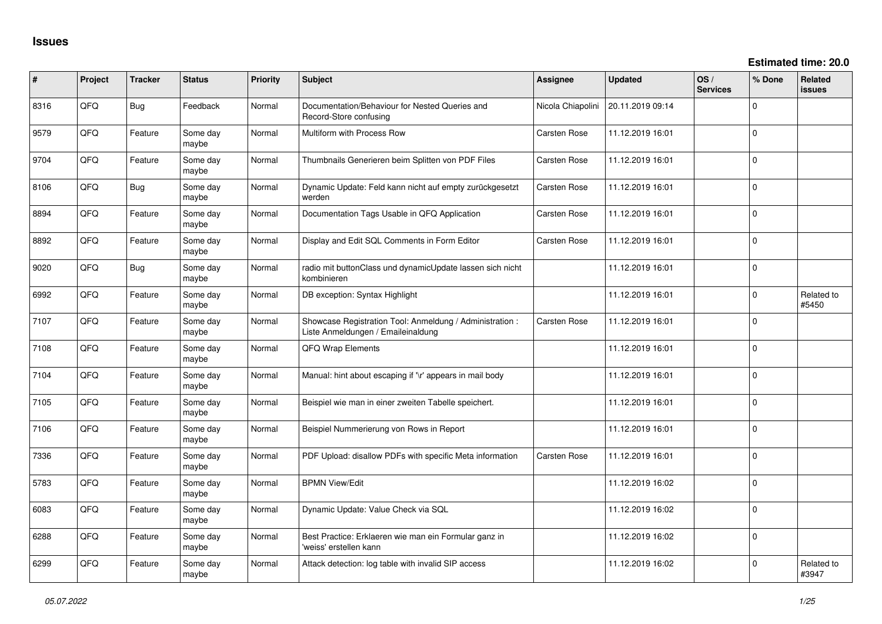# Issues

**Estimated time: 20.0**

| # | Project | Tracker | Status | Priority | Subject | Assignee | Updated | OS / Services | % Done | Related issues |
|---|---|---|---|---|---|---|---|---|---|---|
| 8316 | QFQ | Bug | Feedback | Normal | Documentation/Behaviour for Nested Queries and Record-Store confusing | Nicola Chiapolini | 20.11.2019 09:14 | | 0 | |
| 9579 | QFQ | Feature | Some day maybe | Normal | Multiform with Process Row | Carsten Rose | 11.12.2019 16:01 | | 0 | |
| 9704 | QFQ | Feature | Some day maybe | Normal | Thumbnails Generieren beim Splitten von PDF Files | Carsten Rose | 11.12.2019 16:01 | | 0 | |
| 8106 | QFQ | Bug | Some day maybe | Normal | Dynamic Update: Feld kann nicht auf empty zurückgesetzt werden | Carsten Rose | 11.12.2019 16:01 | | 0 | |
| 8894 | QFQ | Feature | Some day maybe | Normal | Documentation Tags Usable in QFQ Application | Carsten Rose | 11.12.2019 16:01 | | 0 | |
| 8892 | QFQ | Feature | Some day maybe | Normal | Display and Edit SQL Comments in Form Editor | Carsten Rose | 11.12.2019 16:01 | | 0 | |
| 9020 | QFQ | Bug | Some day maybe | Normal | radio mit buttonClass und dynamicUpdate lassen sich nicht kombinieren | | 11.12.2019 16:01 | | 0 | |
| 6992 | QFQ | Feature | Some day maybe | Normal | DB exception: Syntax Highlight | | 11.12.2019 16:01 | | 0 | Related to #5450 |
| 7107 | QFQ | Feature | Some day maybe | Normal | Showcase Registration Tool: Anmeldung / Administration : Liste Anmeldungen / Emaileinaldung | Carsten Rose | 11.12.2019 16:01 | | 0 | |
| 7108 | QFQ | Feature | Some day maybe | Normal | QFQ Wrap Elements | | 11.12.2019 16:01 | | 0 | |
| 7104 | QFQ | Feature | Some day maybe | Normal | Manual: hint about escaping if '\r' appears in mail body | | 11.12.2019 16:01 | | 0 | |
| 7105 | QFQ | Feature | Some day maybe | Normal | Beispiel wie man in einer zweiten Tabelle speichert. | | 11.12.2019 16:01 | | 0 | |
| 7106 | QFQ | Feature | Some day maybe | Normal | Beispiel Nummerierung von Rows in Report | | 11.12.2019 16:01 | | 0 | |
| 7336 | QFQ | Feature | Some day maybe | Normal | PDF Upload: disallow PDFs with specific Meta information | Carsten Rose | 11.12.2019 16:01 | | 0 | |
| 5783 | QFQ | Feature | Some day maybe | Normal | BPMN View/Edit | | 11.12.2019 16:02 | | 0 | |
| 6083 | QFQ | Feature | Some day maybe | Normal | Dynamic Update: Value Check via SQL | | 11.12.2019 16:02 | | 0 | |
| 6288 | QFQ | Feature | Some day maybe | Normal | Best Practice: Erklaeren wie man ein Formular ganz in 'weiss' erstellen kann | | 11.12.2019 16:02 | | 0 | |
| 6299 | QFQ | Feature | Some day maybe | Normal | Attack detection: log table with invalid SIP access | | 11.12.2019 16:02 | | 0 | Related to #3947 |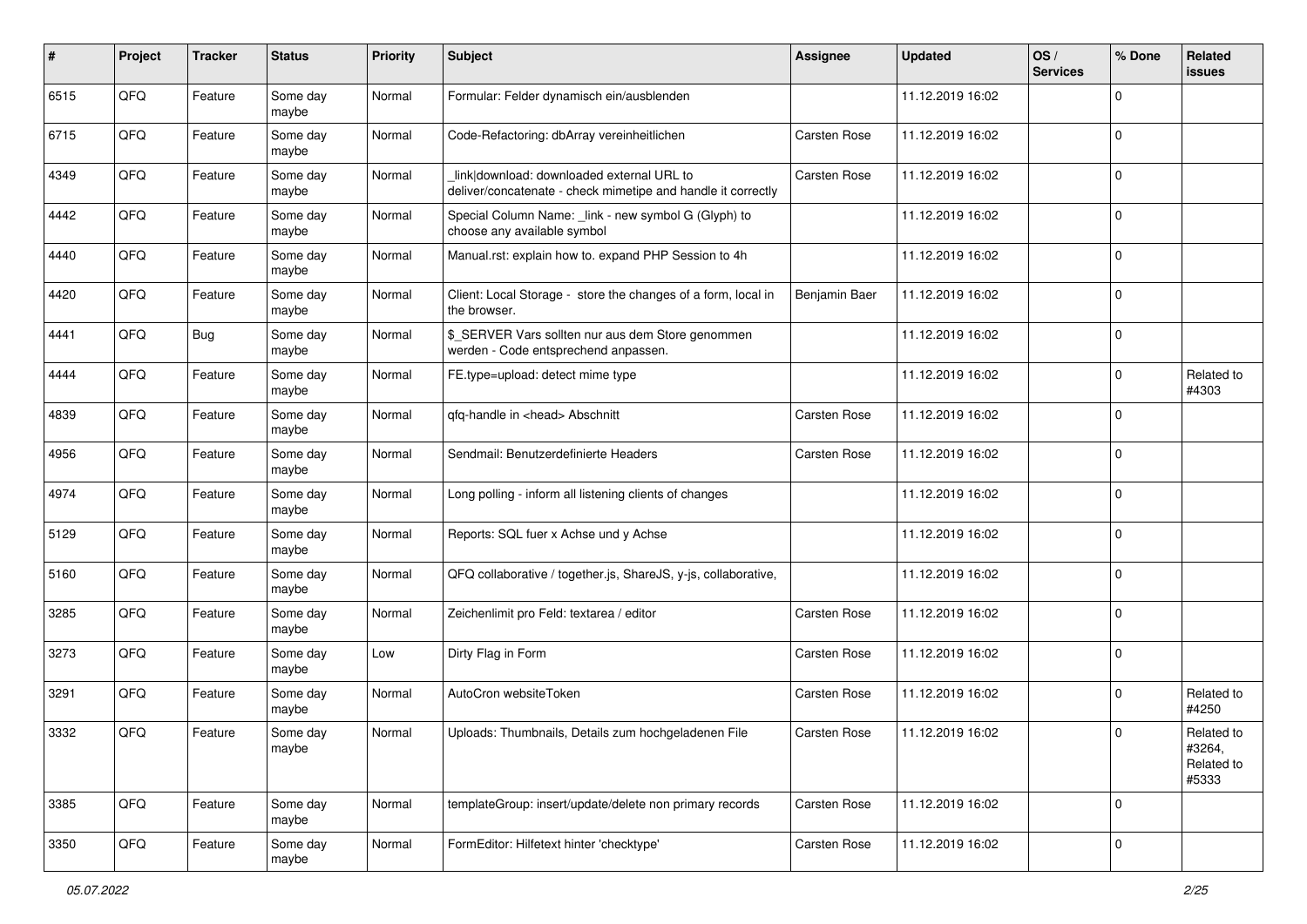| # | Project | Tracker | Status | Priority | Subject | Assignee | Updated | OS / Services | % Done | Related issues |
|---|---|---|---|---|---|---|---|---|---|---|
| 6515 | QFQ | Feature | Some day maybe | Normal | Formular: Felder dynamisch ein/ausblenden | | 11.12.2019 16:02 | | 0 | |
| 6715 | QFQ | Feature | Some day maybe | Normal | Code-Refactoring: dbArray vereinheitlichen | Carsten Rose | 11.12.2019 16:02 | | 0 | |
| 4349 | QFQ | Feature | Some day maybe | Normal | _link\|download: downloaded external URL to deliver/concatenate - check mimetipe and handle it correctly | Carsten Rose | 11.12.2019 16:02 | | 0 | |
| 4442 | QFQ | Feature | Some day maybe | Normal | Special Column Name: _link - new symbol G (Glyph) to choose any available symbol | | 11.12.2019 16:02 | | 0 | |
| 4440 | QFQ | Feature | Some day maybe | Normal | Manual.rst: explain how to. expand PHP Session to 4h | | 11.12.2019 16:02 | | 0 | |
| 4420 | QFQ | Feature | Some day maybe | Normal | Client: Local Storage - store the changes of a form, local in the browser. | Benjamin Baer | 11.12.2019 16:02 | | 0 | |
| 4441 | QFQ | Bug | Some day maybe | Normal | $_SERVER Vars sollten nur aus dem Store genommen werden - Code entsprechend anpassen. | | 11.12.2019 16:02 | | 0 | |
| 4444 | QFQ | Feature | Some day maybe | Normal | FE.type=upload: detect mime type | | 11.12.2019 16:02 | | 0 | Related to #4303 |
| 4839 | QFQ | Feature | Some day maybe | Normal | qfq-handle in <head> Abschnitt | Carsten Rose | 11.12.2019 16:02 | | 0 | |
| 4956 | QFQ | Feature | Some day maybe | Normal | Sendmail: Benutzerdefinierte Headers | Carsten Rose | 11.12.2019 16:02 | | 0 | |
| 4974 | QFQ | Feature | Some day maybe | Normal | Long polling - inform all listening clients of changes | | 11.12.2019 16:02 | | 0 | |
| 5129 | QFQ | Feature | Some day maybe | Normal | Reports: SQL fuer x Achse und y Achse | | 11.12.2019 16:02 | | 0 | |
| 5160 | QFQ | Feature | Some day maybe | Normal | QFQ collaborative / together.js, ShareJS, y-js, collaborative, | | 11.12.2019 16:02 | | 0 | |
| 3285 | QFQ | Feature | Some day maybe | Normal | Zeichenlimit pro Feld: textarea / editor | Carsten Rose | 11.12.2019 16:02 | | 0 | |
| 3273 | QFQ | Feature | Some day maybe | Low | Dirty Flag in Form | Carsten Rose | 11.12.2019 16:02 | | 0 | |
| 3291 | QFQ | Feature | Some day maybe | Normal | AutoCron websiteToken | Carsten Rose | 11.12.2019 16:02 | | 0 | Related to #4250 |
| 3332 | QFQ | Feature | Some day maybe | Normal | Uploads: Thumbnails, Details zum hochgeladenen File | Carsten Rose | 11.12.2019 16:02 | | 0 | Related to #3264, Related to #5333 |
| 3385 | QFQ | Feature | Some day maybe | Normal | templateGroup: insert/update/delete non primary records | Carsten Rose | 11.12.2019 16:02 | | 0 | |
| 3350 | QFQ | Feature | Some day maybe | Normal | FormEditor: Hilfetext hinter 'checktype' | Carsten Rose | 11.12.2019 16:02 | | 0 | |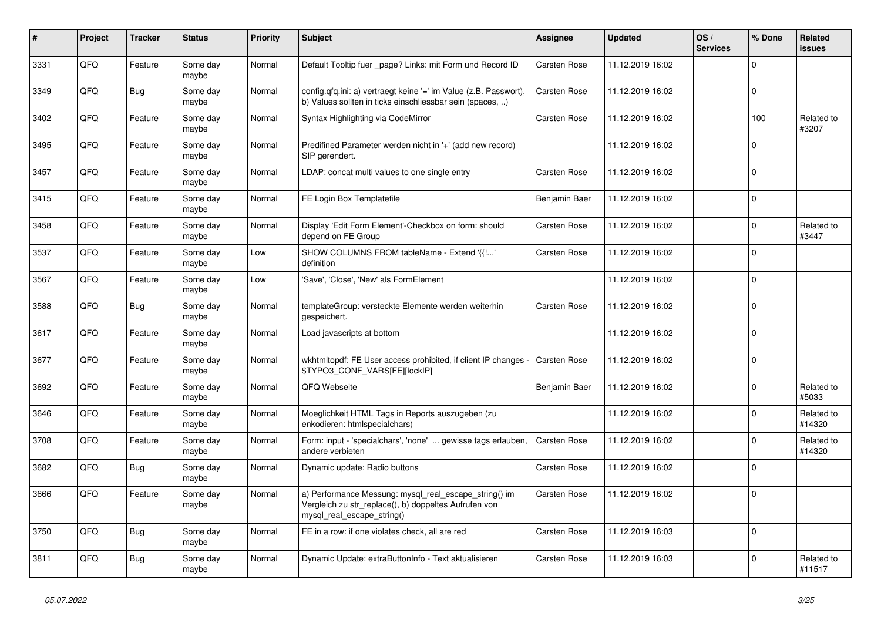| # | Project | Tracker | Status | Priority | Subject | Assignee | Updated | OS / Services | % Done | Related issues |
|---|---|---|---|---|---|---|---|---|---|---|
| 3331 | QFQ | Feature | Some day maybe | Normal | Default Tooltip fuer _page? Links: mit Form und Record ID | Carsten Rose | 11.12.2019 16:02 | | 0 | |
| 3349 | QFQ | Bug | Some day maybe | Normal | config.qfq.ini: a) vertraegt keine '=' im Value (z.B. Passwort), b) Values sollten in ticks einschliessbar sein (spaces, ..) | Carsten Rose | 11.12.2019 16:02 | | 0 | |
| 3402 | QFQ | Feature | Some day maybe | Normal | Syntax Highlighting via CodeMirror | Carsten Rose | 11.12.2019 16:02 | | 100 | Related to #3207 |
| 3495 | QFQ | Feature | Some day maybe | Normal | Predifined Parameter werden nicht in '+' (add new record) SIP gerendert. | | 11.12.2019 16:02 | | 0 | |
| 3457 | QFQ | Feature | Some day maybe | Normal | LDAP: concat multi values to one single entry | Carsten Rose | 11.12.2019 16:02 | | 0 | |
| 3415 | QFQ | Feature | Some day maybe | Normal | FE Login Box Templatefile | Benjamin Baer | 11.12.2019 16:02 | | 0 | |
| 3458 | QFQ | Feature | Some day maybe | Normal | Display 'Edit Form Element'-Checkbox on form: should depend on FE Group | Carsten Rose | 11.12.2019 16:02 | | 0 | Related to #3447 |
| 3537 | QFQ | Feature | Some day maybe | Low | SHOW COLUMNS FROM tableName - Extend '{{!...' definition | Carsten Rose | 11.12.2019 16:02 | | 0 | |
| 3567 | QFQ | Feature | Some day maybe | Low | 'Save', 'Close', 'New' als FormElement | | 11.12.2019 16:02 | | 0 | |
| 3588 | QFQ | Bug | Some day maybe | Normal | templateGroup: versteckte Elemente werden weiterhin gespeichert. | Carsten Rose | 11.12.2019 16:02 | | 0 | |
| 3617 | QFQ | Feature | Some day maybe | Normal | Load javascripts at bottom | | 11.12.2019 16:02 | | 0 | |
| 3677 | QFQ | Feature | Some day maybe | Normal | wkhtmltopdf: FE User access prohibited, if client IP changes - $TYPO3_CONF_VARS[FE][lockIP] | Carsten Rose | 11.12.2019 16:02 | | 0 | |
| 3692 | QFQ | Feature | Some day maybe | Normal | QFQ Webseite | Benjamin Baer | 11.12.2019 16:02 | | 0 | Related to #5033 |
| 3646 | QFQ | Feature | Some day maybe | Normal | Moeglichkeit HTML Tags in Reports auszugeben (zu enkodieren: htmlspecialchars) | | 11.12.2019 16:02 | | 0 | Related to #14320 |
| 3708 | QFQ | Feature | Some day maybe | Normal | Form: input - 'specialchars', 'none' ... gewisse tags erlauben, andere verbieten | Carsten Rose | 11.12.2019 16:02 | | 0 | Related to #14320 |
| 3682 | QFQ | Bug | Some day maybe | Normal | Dynamic update: Radio buttons | Carsten Rose | 11.12.2019 16:02 | | 0 | |
| 3666 | QFQ | Feature | Some day maybe | Normal | a) Performance Messung: mysql_real_escape_string() im Vergleich zu str_replace(), b) doppeltes Aufrufen von mysql_real_escape_string() | Carsten Rose | 11.12.2019 16:02 | | 0 | |
| 3750 | QFQ | Bug | Some day maybe | Normal | FE in a row: if one violates check, all are red | Carsten Rose | 11.12.2019 16:03 | | 0 | |
| 3811 | QFQ | Bug | Some day maybe | Normal | Dynamic Update: extraButtonInfo - Text aktualisieren | Carsten Rose | 11.12.2019 16:03 | | 0 | Related to #11517 |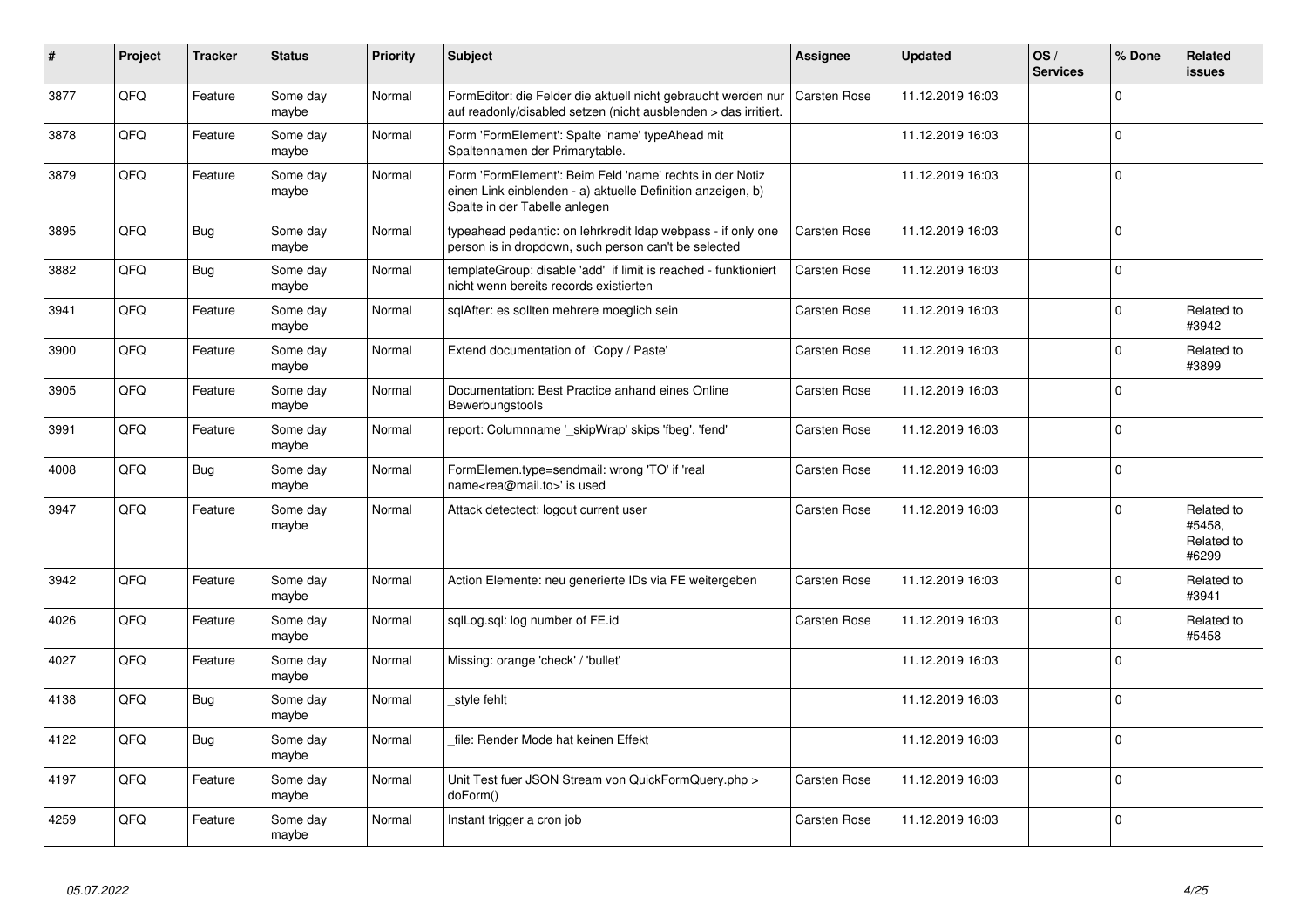| # | Project | Tracker | Status | Priority | Subject | Assignee | Updated | OS / Services | % Done | Related issues |
|---|---|---|---|---|---|---|---|---|---|---|
| 3877 | QFQ | Feature | Some day maybe | Normal | FormEditor: die Felder die aktuell nicht gebraucht werden nur auf readonly/disabled setzen (nicht ausblenden > das irritiert. | Carsten Rose | 11.12.2019 16:03 | | 0 | |
| 3878 | QFQ | Feature | Some day maybe | Normal | Form 'FormElement': Spalte 'name' typeAhead mit Spaltennamen der Primarytable. | | 11.12.2019 16:03 | | 0 | |
| 3879 | QFQ | Feature | Some day maybe | Normal | Form 'FormElement': Beim Feld 'name' rechts in der Notiz einen Link einblenden - a) aktuelle Definition anzeigen, b) Spalte in der Tabelle anlegen | | 11.12.2019 16:03 | | 0 | |
| 3895 | QFQ | Bug | Some day maybe | Normal | typeahead pedantic: on lehrkredit ldap webpass - if only one person is in dropdown, such person can't be selected | Carsten Rose | 11.12.2019 16:03 | | 0 | |
| 3882 | QFQ | Bug | Some day maybe | Normal | templateGroup: disable 'add' if limit is reached - funktioniert nicht wenn bereits records existierten | Carsten Rose | 11.12.2019 16:03 | | 0 | |
| 3941 | QFQ | Feature | Some day maybe | Normal | sqlAfter: es sollten mehrere moeglich sein | Carsten Rose | 11.12.2019 16:03 | | 0 | Related to #3942 |
| 3900 | QFQ | Feature | Some day maybe | Normal | Extend documentation of 'Copy / Paste' | Carsten Rose | 11.12.2019 16:03 | | 0 | Related to #3899 |
| 3905 | QFQ | Feature | Some day maybe | Normal | Documentation: Best Practice anhand eines Online Bewerbungstools | Carsten Rose | 11.12.2019 16:03 | | 0 | |
| 3991 | QFQ | Feature | Some day maybe | Normal | report: Columnname '_skipWrap' skips 'fbeg', 'fend' | Carsten Rose | 11.12.2019 16:03 | | 0 | |
| 4008 | QFQ | Bug | Some day maybe | Normal | FormElemen.type=sendmail: wrong 'TO' if 'real name<rea@mail.to>' is used | Carsten Rose | 11.12.2019 16:03 | | 0 | |
| 3947 | QFQ | Feature | Some day maybe | Normal | Attack detectect: logout current user | Carsten Rose | 11.12.2019 16:03 | | 0 | Related to #5458, Related to #6299 |
| 3942 | QFQ | Feature | Some day maybe | Normal | Action Elemente: neu generierte IDs via FE weitergeben | Carsten Rose | 11.12.2019 16:03 | | 0 | Related to #3941 |
| 4026 | QFQ | Feature | Some day maybe | Normal | sqlLog.sql: log number of FE.id | Carsten Rose | 11.12.2019 16:03 | | 0 | Related to #5458 |
| 4027 | QFQ | Feature | Some day maybe | Normal | Missing: orange 'check' / 'bullet' | | 11.12.2019 16:03 | | 0 | |
| 4138 | QFQ | Bug | Some day maybe | Normal | _style fehlt | | 11.12.2019 16:03 | | 0 | |
| 4122 | QFQ | Bug | Some day maybe | Normal | _file: Render Mode hat keinen Effekt | | 11.12.2019 16:03 | | 0 | |
| 4197 | QFQ | Feature | Some day maybe | Normal | Unit Test fuer JSON Stream von QuickFormQuery.php > doForm() | Carsten Rose | 11.12.2019 16:03 | | 0 | |
| 4259 | QFQ | Feature | Some day maybe | Normal | Instant trigger a cron job | Carsten Rose | 11.12.2019 16:03 | | 0 | |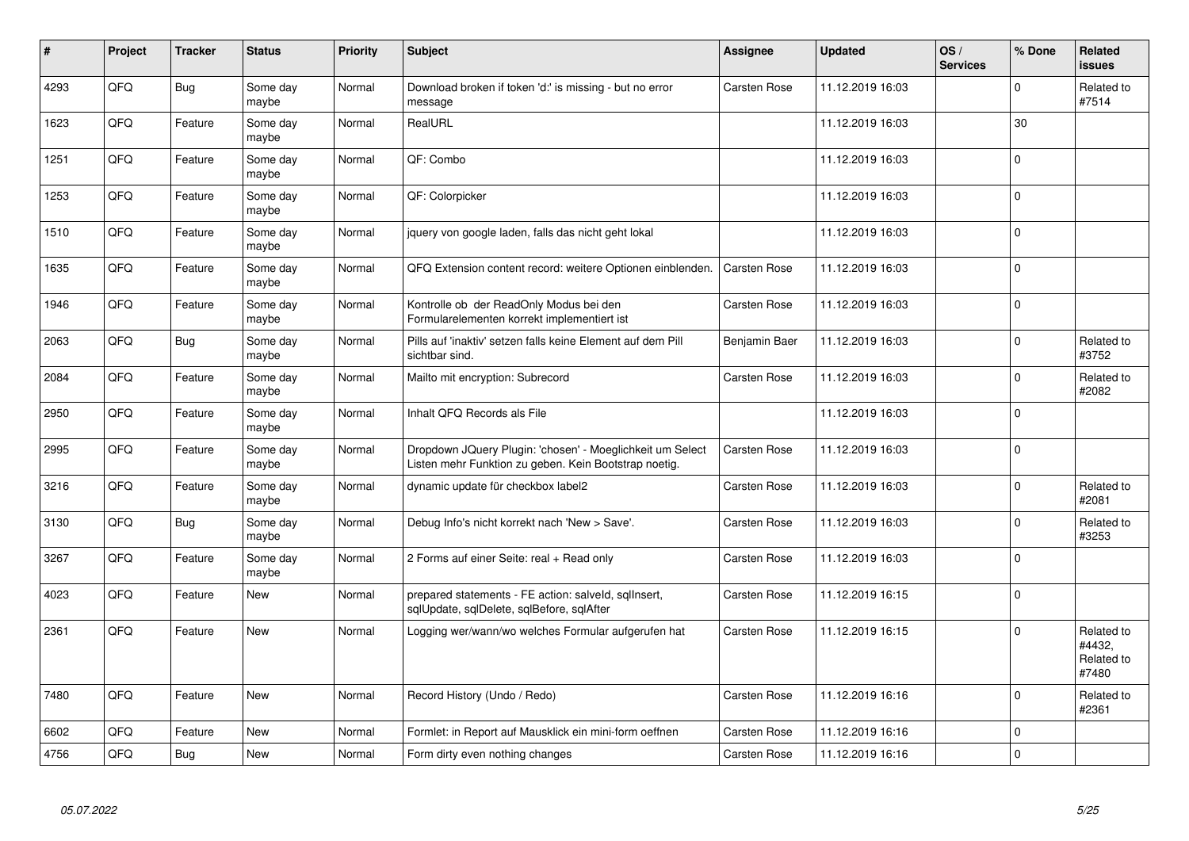| # | Project | Tracker | Status | Priority | Subject | Assignee | Updated | OS / Services | % Done | Related issues |
|---|---|---|---|---|---|---|---|---|---|---|
| 4293 | QFQ | Bug | Some day maybe | Normal | Download broken if token 'd:' is missing - but no error message | Carsten Rose | 11.12.2019 16:03 | | 0 | Related to #7514 |
| 1623 | QFQ | Feature | Some day maybe | Normal | RealURL | | 11.12.2019 16:03 | | 30 | |
| 1251 | QFQ | Feature | Some day maybe | Normal | QF: Combo | | 11.12.2019 16:03 | | 0 | |
| 1253 | QFQ | Feature | Some day maybe | Normal | QF: Colorpicker | | 11.12.2019 16:03 | | 0 | |
| 1510 | QFQ | Feature | Some day maybe | Normal | jquery von google laden, falls das nicht geht lokal | | 11.12.2019 16:03 | | 0 | |
| 1635 | QFQ | Feature | Some day maybe | Normal | QFQ Extension content record: weitere Optionen einblenden. | Carsten Rose | 11.12.2019 16:03 | | 0 | |
| 1946 | QFQ | Feature | Some day maybe | Normal | Kontrolle ob der ReadOnly Modus bei den Formularelementen korrekt implementiert ist | Carsten Rose | 11.12.2019 16:03 | | 0 | |
| 2063 | QFQ | Bug | Some day maybe | Normal | Pills auf 'inaktiv' setzen falls keine Element auf dem Pill sichtbar sind. | Benjamin Baer | 11.12.2019 16:03 | | 0 | Related to #3752 |
| 2084 | QFQ | Feature | Some day maybe | Normal | Mailto mit encryption: Subrecord | Carsten Rose | 11.12.2019 16:03 | | 0 | Related to #2082 |
| 2950 | QFQ | Feature | Some day maybe | Normal | Inhalt QFQ Records als File | | 11.12.2019 16:03 | | 0 | |
| 2995 | QFQ | Feature | Some day maybe | Normal | Dropdown JQuery Plugin: 'chosen' - Moeglichkeit um Select Listen mehr Funktion zu geben. Kein Bootstrap noetig. | Carsten Rose | 11.12.2019 16:03 | | 0 | |
| 3216 | QFQ | Feature | Some day maybe | Normal | dynamic update für checkbox label2 | Carsten Rose | 11.12.2019 16:03 | | 0 | Related to #2081 |
| 3130 | QFQ | Bug | Some day maybe | Normal | Debug Info's nicht korrekt nach 'New > Save'. | Carsten Rose | 11.12.2019 16:03 | | 0 | Related to #3253 |
| 3267 | QFQ | Feature | Some day maybe | Normal | 2 Forms auf einer Seite: real + Read only | Carsten Rose | 11.12.2019 16:03 | | 0 | |
| 4023 | QFQ | Feature | New | Normal | prepared statements - FE action: salveld, sqlInsert, sqlUpdate, sqlDelete, sqlBefore, sqlAfter | Carsten Rose | 11.12.2019 16:15 | | 0 | |
| 2361 | QFQ | Feature | New | Normal | Logging wer/wann/wo welches Formular aufgerufen hat | Carsten Rose | 11.12.2019 16:15 | | 0 | Related to #4432, Related to #7480 |
| 7480 | QFQ | Feature | New | Normal | Record History (Undo / Redo) | Carsten Rose | 11.12.2019 16:16 | | 0 | Related to #2361 |
| 6602 | QFQ | Feature | New | Normal | Formlet: in Report auf Mausklick ein mini-form oeffnen | Carsten Rose | 11.12.2019 16:16 | | 0 | |
| 4756 | QFQ | Bug | New | Normal | Form dirty even nothing changes | Carsten Rose | 11.12.2019 16:16 | | 0 | |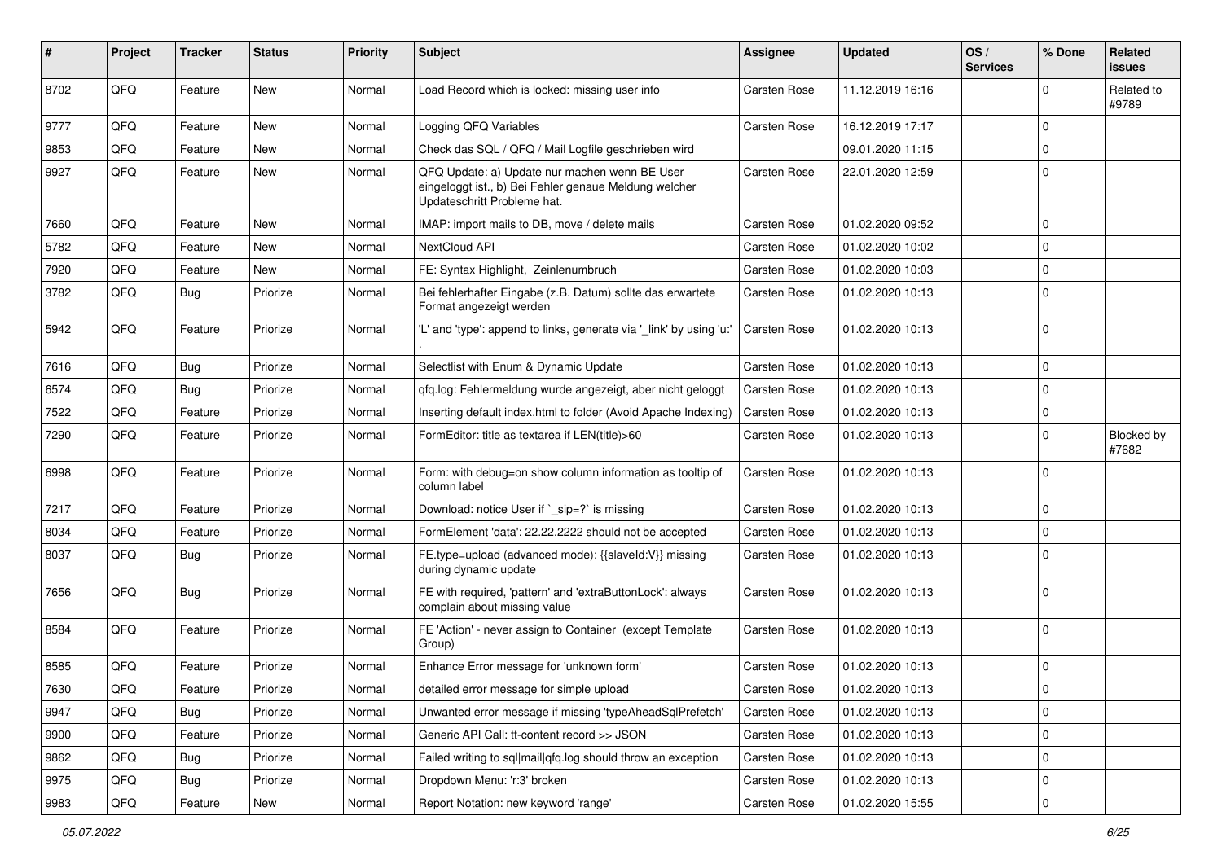| # | Project | Tracker | Status | Priority | Subject | Assignee | Updated | OS / Services | % Done | Related issues |
|---|---|---|---|---|---|---|---|---|---|---|
| 8702 | QFQ | Feature | New | Normal | Load Record which is locked: missing user info | Carsten Rose | 11.12.2019 16:16 | | 0 | Related to #9789 |
| 9777 | QFQ | Feature | New | Normal | Logging QFQ Variables | Carsten Rose | 16.12.2019 17:17 | | 0 | |
| 9853 | QFQ | Feature | New | Normal | Check das SQL / QFQ / Mail Logfile geschrieben wird | | 09.01.2020 11:15 | | 0 | |
| 9927 | QFQ | Feature | New | Normal | QFQ Update: a) Update nur machen wenn BE User eingeloggt ist., b) Bei Fehler genaue Meldung welcher Updateschritt Probleme hat. | Carsten Rose | 22.01.2020 12:59 | | 0 | |
| 7660 | QFQ | Feature | New | Normal | IMAP: import mails to DB, move / delete mails | Carsten Rose | 01.02.2020 09:52 | | 0 | |
| 5782 | QFQ | Feature | New | Normal | NextCloud API | Carsten Rose | 01.02.2020 10:02 | | 0 | |
| 7920 | QFQ | Feature | New | Normal | FE: Syntax Highlight, Zeinlenumbruch | Carsten Rose | 01.02.2020 10:03 | | 0 | |
| 3782 | QFQ | Bug | Priorize | Normal | Bei fehlerhafter Eingabe (z.B. Datum) sollte das erwartete Format angezeigt werden | Carsten Rose | 01.02.2020 10:13 | | 0 | |
| 5942 | QFQ | Feature | Priorize | Normal | 'L' and 'type': append to links, generate via '_link' by using 'u:' . | Carsten Rose | 01.02.2020 10:13 | | 0 | |
| 7616 | QFQ | Bug | Priorize | Normal | Selectlist with Enum & Dynamic Update | Carsten Rose | 01.02.2020 10:13 | | 0 | |
| 6574 | QFQ | Bug | Priorize | Normal | qfq.log: Fehlermeldung wurde angezeigt, aber nicht geloggt | Carsten Rose | 01.02.2020 10:13 | | 0 | |
| 7522 | QFQ | Feature | Priorize | Normal | Inserting default index.html to folder (Avoid Apache Indexing) | Carsten Rose | 01.02.2020 10:13 | | 0 | |
| 7290 | QFQ | Feature | Priorize | Normal | FormEditor: title as textarea if LEN(title)>60 | Carsten Rose | 01.02.2020 10:13 | | 0 | Blocked by #7682 |
| 6998 | QFQ | Feature | Priorize | Normal | Form: with debug=on show column information as tooltip of column label | Carsten Rose | 01.02.2020 10:13 | | 0 | |
| 7217 | QFQ | Feature | Priorize | Normal | Download: notice User if `_sip=?` is missing | Carsten Rose | 01.02.2020 10:13 | | 0 | |
| 8034 | QFQ | Feature | Priorize | Normal | FormElement 'data': 22.22.2222 should not be accepted | Carsten Rose | 01.02.2020 10:13 | | 0 | |
| 8037 | QFQ | Bug | Priorize | Normal | FE.type=upload (advanced mode): {{slaveId:V}} missing during dynamic update | Carsten Rose | 01.02.2020 10:13 | | 0 | |
| 7656 | QFQ | Bug | Priorize | Normal | FE with required, 'pattern' and 'extraButtonLock': always complain about missing value | Carsten Rose | 01.02.2020 10:13 | | 0 | |
| 8584 | QFQ | Feature | Priorize | Normal | FE 'Action' - never assign to Container (except Template Group) | Carsten Rose | 01.02.2020 10:13 | | 0 | |
| 8585 | QFQ | Feature | Priorize | Normal | Enhance Error message for 'unknown form' | Carsten Rose | 01.02.2020 10:13 | | 0 | |
| 7630 | QFQ | Feature | Priorize | Normal | detailed error message for simple upload | Carsten Rose | 01.02.2020 10:13 | | 0 | |
| 9947 | QFQ | Bug | Priorize | Normal | Unwanted error message if missing 'typeAheadSqlPrefetch' | Carsten Rose | 01.02.2020 10:13 | | 0 | |
| 9900 | QFQ | Feature | Priorize | Normal | Generic API Call: tt-content record >> JSON | Carsten Rose | 01.02.2020 10:13 | | 0 | |
| 9862 | QFQ | Bug | Priorize | Normal | Failed writing to sql\|mail\|qfq.log should throw an exception | Carsten Rose | 01.02.2020 10:13 | | 0 | |
| 9975 | QFQ | Bug | Priorize | Normal | Dropdown Menu: 'r:3' broken | Carsten Rose | 01.02.2020 10:13 | | 0 | |
| 9983 | QFQ | Feature | New | Normal | Report Notation: new keyword 'range' | Carsten Rose | 01.02.2020 15:55 | | 0 | |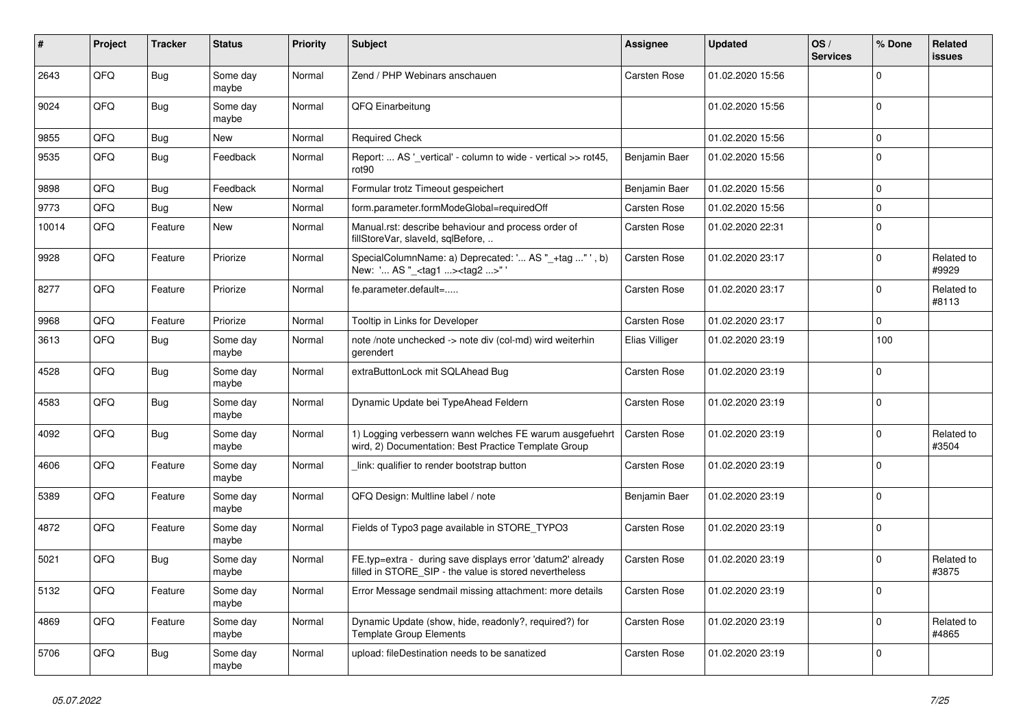| # | Project | Tracker | Status | Priority | Subject | Assignee | Updated | OS / Services | % Done | Related issues |
|---|---|---|---|---|---|---|---|---|---|---|
| 2643 | QFQ | Bug | Some day maybe | Normal | Zend / PHP Webinars anschauen | Carsten Rose | 01.02.2020 15:56 | | 0 | |
| 9024 | QFQ | Bug | Some day maybe | Normal | QFQ Einarbeitung | | 01.02.2020 15:56 | | 0 | |
| 9855 | QFQ | Bug | New | Normal | Required Check | | 01.02.2020 15:56 | | 0 | |
| 9535 | QFQ | Bug | Feedback | Normal | Report: ... AS '_vertical' - column to wide - vertical >> rot45, rot90 | Benjamin Baer | 01.02.2020 15:56 | | 0 | |
| 9898 | QFQ | Bug | Feedback | Normal | Formular trotz Timeout gespeichert | Benjamin Baer | 01.02.2020 15:56 | | 0 | |
| 9773 | QFQ | Bug | New | Normal | form.parameter.formModeGlobal=requiredOff | Carsten Rose | 01.02.2020 15:56 | | 0 | |
| 10014 | QFQ | Feature | New | Normal | Manual.rst: describe behaviour and process order of fillStoreVar, slaveId, sqlBefore, .. | Carsten Rose | 01.02.2020 22:31 | | 0 | |
| 9928 | QFQ | Feature | Priorize | Normal | SpecialColumnName: a) Deprecated: '... AS "_+tag ..." ', b) New: '... AS "_<tag1 ...><tag2 ...>" ' | Carsten Rose | 01.02.2020 23:17 | | 0 | Related to #9929 |
| 8277 | QFQ | Feature | Priorize | Normal | fe.parameter.default=..... | Carsten Rose | 01.02.2020 23:17 | | 0 | Related to #8113 |
| 9968 | QFQ | Feature | Priorize | Normal | Tooltip in Links for Developer | Carsten Rose | 01.02.2020 23:17 | | 0 | |
| 3613 | QFQ | Bug | Some day maybe | Normal | note /note unchecked -> note div (col-md) wird weiterhin gerendert | Elias Villiger | 01.02.2020 23:19 | | 100 | |
| 4528 | QFQ | Bug | Some day maybe | Normal | extraButtonLock mit SQLAhead Bug | Carsten Rose | 01.02.2020 23:19 | | 0 | |
| 4583 | QFQ | Bug | Some day maybe | Normal | Dynamic Update bei TypeAhead Feldern | Carsten Rose | 01.02.2020 23:19 | | 0 | |
| 4092 | QFQ | Bug | Some day maybe | Normal | 1) Logging verbessern wann welches FE warum ausgefuehrt wird, 2) Documentation: Best Practice Template Group | Carsten Rose | 01.02.2020 23:19 | | 0 | Related to #3504 |
| 4606 | QFQ | Feature | Some day maybe | Normal | _link: qualifier to render bootstrap button | Carsten Rose | 01.02.2020 23:19 | | 0 | |
| 5389 | QFQ | Feature | Some day maybe | Normal | QFQ Design: Multline label / note | Benjamin Baer | 01.02.2020 23:19 | | 0 | |
| 4872 | QFQ | Feature | Some day maybe | Normal | Fields of Typo3 page available in STORE_TYPO3 | Carsten Rose | 01.02.2020 23:19 | | 0 | |
| 5021 | QFQ | Bug | Some day maybe | Normal | FE.typ=extra - during save displays error 'datum2' already filled in STORE_SIP - the value is stored nevertheless | Carsten Rose | 01.02.2020 23:19 | | 0 | Related to #3875 |
| 5132 | QFQ | Feature | Some day maybe | Normal | Error Message sendmail missing attachment: more details | Carsten Rose | 01.02.2020 23:19 | | 0 | |
| 4869 | QFQ | Feature | Some day maybe | Normal | Dynamic Update (show, hide, readonly?, required?) for Template Group Elements | Carsten Rose | 01.02.2020 23:19 | | 0 | Related to #4865 |
| 5706 | QFQ | Bug | Some day maybe | Normal | upload: fileDestination needs to be sanatized | Carsten Rose | 01.02.2020 23:19 | | 0 | |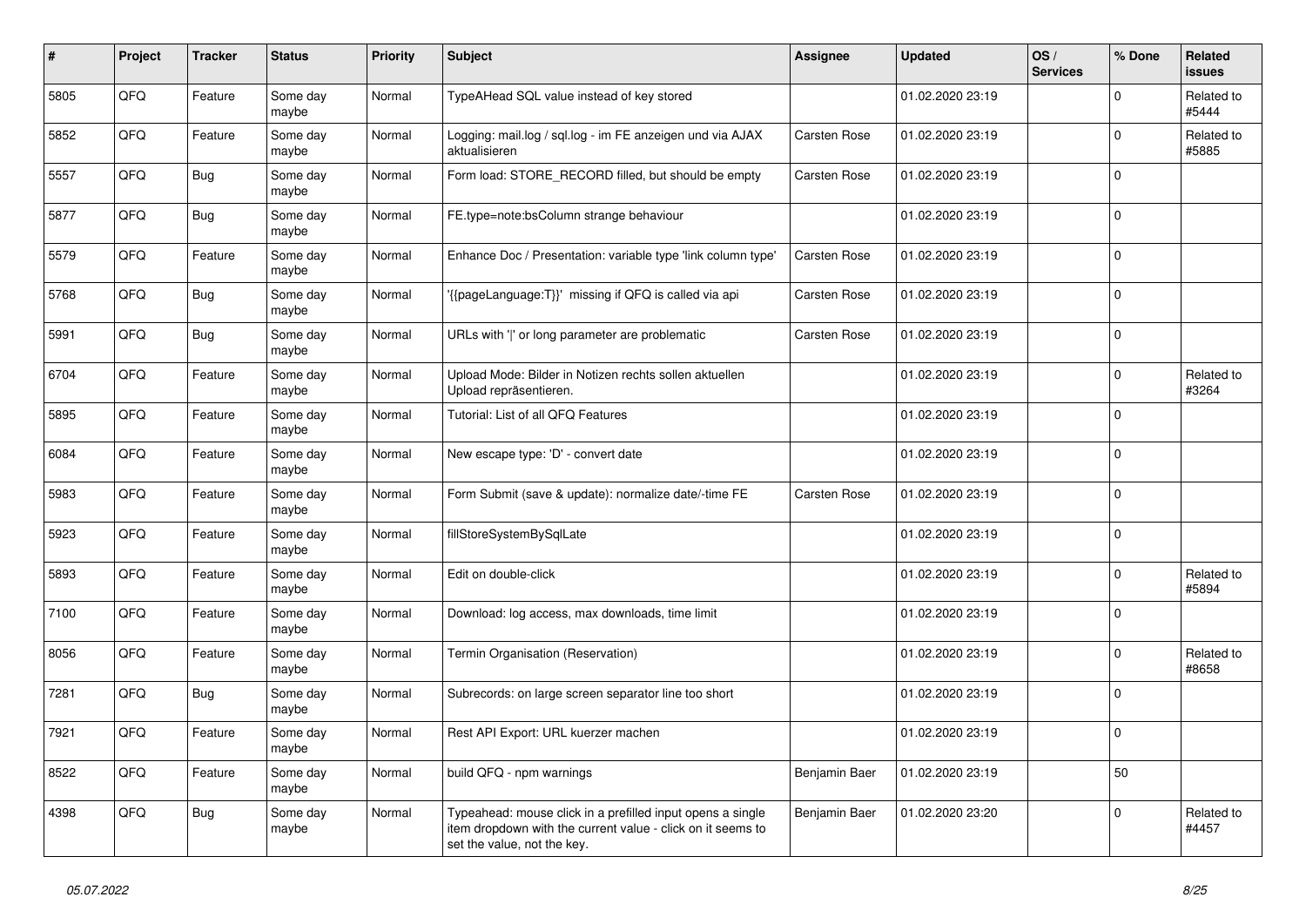| # | Project | Tracker | Status | Priority | Subject | Assignee | Updated | OS / Services | % Done | Related issues |
|---|---|---|---|---|---|---|---|---|---|---|
| 5805 | QFQ | Feature | Some day maybe | Normal | TypeAHead SQL value instead of key stored | | 01.02.2020 23:19 | | 0 | Related to #5444 |
| 5852 | QFQ | Feature | Some day maybe | Normal | Logging: mail.log / sql.log - im FE anzeigen und via AJAX aktualisieren | Carsten Rose | 01.02.2020 23:19 | | 0 | Related to #5885 |
| 5557 | QFQ | Bug | Some day maybe | Normal | Form load: STORE_RECORD filled, but should be empty | Carsten Rose | 01.02.2020 23:19 | | 0 | |
| 5877 | QFQ | Bug | Some day maybe | Normal | FE.type=note:bsColumn strange behaviour | | 01.02.2020 23:19 | | 0 | |
| 5579 | QFQ | Feature | Some day maybe | Normal | Enhance Doc / Presentation: variable type 'link column type' | Carsten Rose | 01.02.2020 23:19 | | 0 | |
| 5768 | QFQ | Bug | Some day maybe | Normal | '{{pageLanguage:T}}' missing if QFQ is called via api | Carsten Rose | 01.02.2020 23:19 | | 0 | |
| 5991 | QFQ | Bug | Some day maybe | Normal | URLs with '\|' or long parameter are problematic | Carsten Rose | 01.02.2020 23:19 | | 0 | |
| 6704 | QFQ | Feature | Some day maybe | Normal | Upload Mode: Bilder in Notizen rechts sollen aktuellen Upload repräsentieren. | | 01.02.2020 23:19 | | 0 | Related to #3264 |
| 5895 | QFQ | Feature | Some day maybe | Normal | Tutorial: List of all QFQ Features | | 01.02.2020 23:19 | | 0 | |
| 6084 | QFQ | Feature | Some day maybe | Normal | New escape type: 'D' - convert date | | 01.02.2020 23:19 | | 0 | |
| 5983 | QFQ | Feature | Some day maybe | Normal | Form Submit (save & update): normalize date/-time FE | Carsten Rose | 01.02.2020 23:19 | | 0 | |
| 5923 | QFQ | Feature | Some day maybe | Normal | fillStoreSystemBySqlLate | | 01.02.2020 23:19 | | 0 | |
| 5893 | QFQ | Feature | Some day maybe | Normal | Edit on double-click | | 01.02.2020 23:19 | | 0 | Related to #5894 |
| 7100 | QFQ | Feature | Some day maybe | Normal | Download: log access, max downloads, time limit | | 01.02.2020 23:19 | | 0 | |
| 8056 | QFQ | Feature | Some day maybe | Normal | Termin Organisation (Reservation) | | 01.02.2020 23:19 | | 0 | Related to #8658 |
| 7281 | QFQ | Bug | Some day maybe | Normal | Subrecords: on large screen separator line too short | | 01.02.2020 23:19 | | 0 | |
| 7921 | QFQ | Feature | Some day maybe | Normal | Rest API Export: URL kuerzer machen | | 01.02.2020 23:19 | | 0 | |
| 8522 | QFQ | Feature | Some day maybe | Normal | build QFQ - npm warnings | Benjamin Baer | 01.02.2020 23:19 | | 50 | |
| 4398 | QFQ | Bug | Some day maybe | Normal | Typeahead: mouse click in a prefilled input opens a single item dropdown with the current value - click on it seems to set the value, not the key. | Benjamin Baer | 01.02.2020 23:20 | | 0 | Related to #4457 |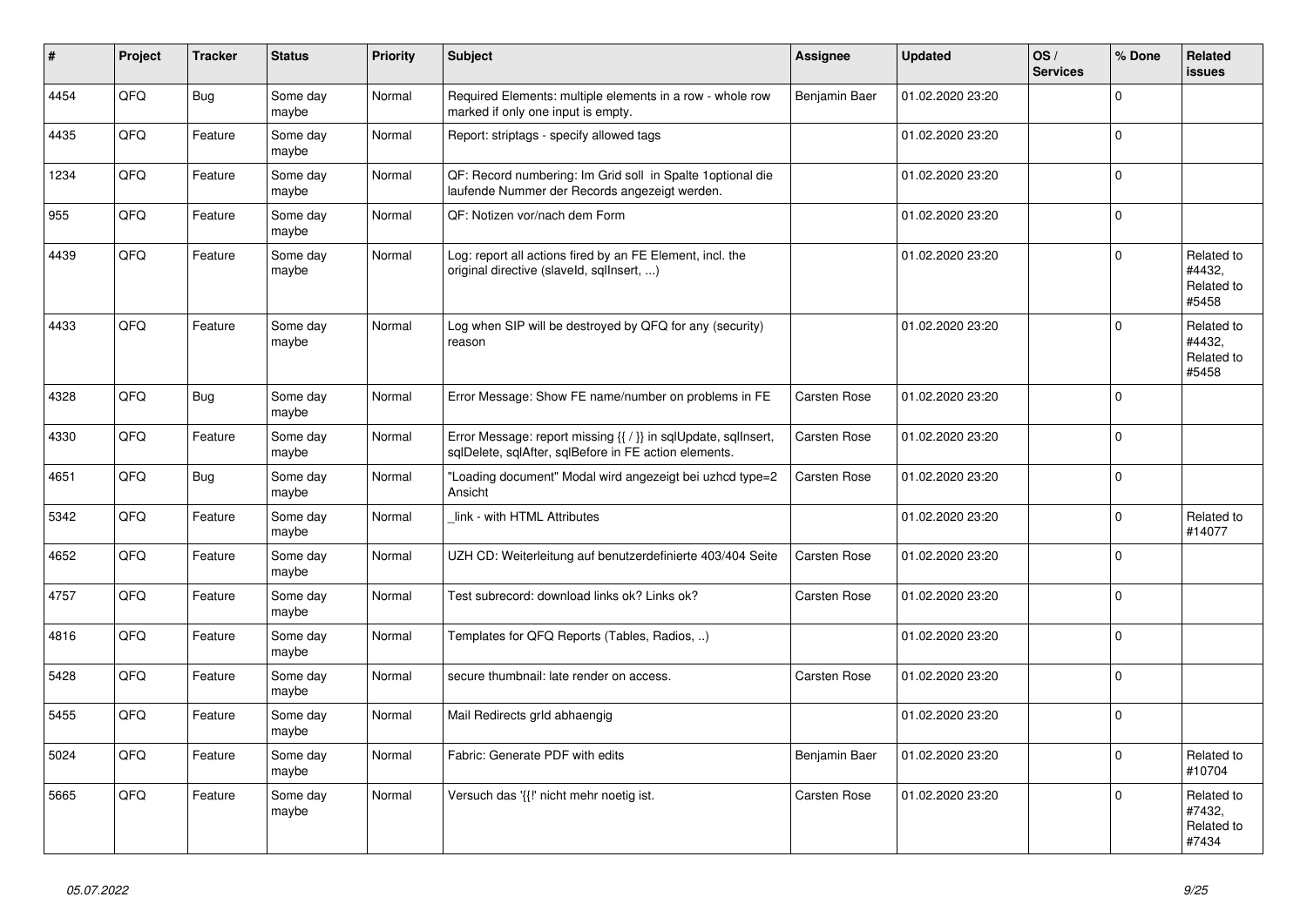| # | Project | Tracker | Status | Priority | Subject | Assignee | Updated | OS / Services | % Done | Related issues |
|---|---|---|---|---|---|---|---|---|---|---|
| 4454 | QFQ | Bug | Some day maybe | Normal | Required Elements: multiple elements in a row - whole row marked if only one input is empty. | Benjamin Baer | 01.02.2020 23:20 | | 0 | |
| 4435 | QFQ | Feature | Some day maybe | Normal | Report: striptags - specify allowed tags | | 01.02.2020 23:20 | | 0 | |
| 1234 | QFQ | Feature | Some day maybe | Normal | QF: Record numbering: Im Grid soll in Spalte 1optional die laufende Nummer der Records angezeigt werden. | | 01.02.2020 23:20 | | 0 | |
| 955 | QFQ | Feature | Some day maybe | Normal | QF: Notizen vor/nach dem Form | | 01.02.2020 23:20 | | 0 | |
| 4439 | QFQ | Feature | Some day maybe | Normal | Log: report all actions fired by an FE Element, incl. the original directive (slaveId, sqlInsert, ...) | | 01.02.2020 23:20 | | 0 | Related to #4432, Related to #5458 |
| 4433 | QFQ | Feature | Some day maybe | Normal | Log when SIP will be destroyed by QFQ for any (security) reason | | 01.02.2020 23:20 | | 0 | Related to #4432, Related to #5458 |
| 4328 | QFQ | Bug | Some day maybe | Normal | Error Message: Show FE name/number on problems in FE | Carsten Rose | 01.02.2020 23:20 | | 0 | |
| 4330 | QFQ | Feature | Some day maybe | Normal | Error Message: report missing {{ / }} in sqlUpdate, sqlInsert, sqlDelete, sqlAfter, sqlBefore in FE action elements. | Carsten Rose | 01.02.2020 23:20 | | 0 | |
| 4651 | QFQ | Bug | Some day maybe | Normal | "Loading document" Modal wird angezeigt bei uzhcd type=2 Ansicht | Carsten Rose | 01.02.2020 23:20 | | 0 | |
| 5342 | QFQ | Feature | Some day maybe | Normal | _link - with HTML Attributes | | 01.02.2020 23:20 | | 0 | Related to #14077 |
| 4652 | QFQ | Feature | Some day maybe | Normal | UZH CD: Weiterleitung auf benutzerdefinierte 403/404 Seite | Carsten Rose | 01.02.2020 23:20 | | 0 | |
| 4757 | QFQ | Feature | Some day maybe | Normal | Test subrecord: download links ok? Links ok? | Carsten Rose | 01.02.2020 23:20 | | 0 | |
| 4816 | QFQ | Feature | Some day maybe | Normal | Templates for QFQ Reports (Tables, Radios, ..) | | 01.02.2020 23:20 | | 0 | |
| 5428 | QFQ | Feature | Some day maybe | Normal | secure thumbnail: late render on access. | Carsten Rose | 01.02.2020 23:20 | | 0 | |
| 5455 | QFQ | Feature | Some day maybe | Normal | Mail Redirects grId abhaengig | | 01.02.2020 23:20 | | 0 | |
| 5024 | QFQ | Feature | Some day maybe | Normal | Fabric: Generate PDF with edits | Benjamin Baer | 01.02.2020 23:20 | | 0 | Related to #10704 |
| 5665 | QFQ | Feature | Some day maybe | Normal | Versuch das '{{!' nicht mehr noetig ist. | Carsten Rose | 01.02.2020 23:20 | | 0 | Related to #7432, Related to #7434 |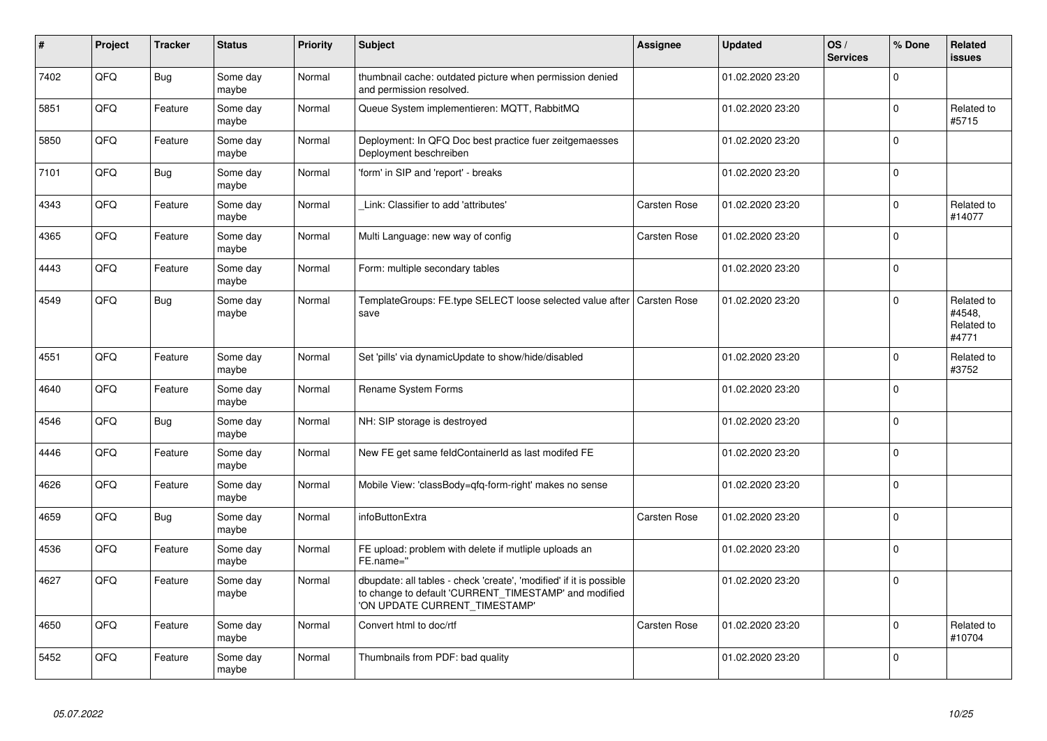| # | Project | Tracker | Status | Priority | Subject | Assignee | Updated | OS / Services | % Done | Related issues |
|---|---|---|---|---|---|---|---|---|---|---|
| 7402 | QFQ | Bug | Some day maybe | Normal | thumbnail cache: outdated picture when permission denied and permission resolved. | | 01.02.2020 23:20 | | 0 | |
| 5851 | QFQ | Feature | Some day maybe | Normal | Queue System implementieren: MQTT, RabbitMQ | | 01.02.2020 23:20 | | 0 | Related to #5715 |
| 5850 | QFQ | Feature | Some day maybe | Normal | Deployment: In QFQ Doc best practice fuer zeitgemaesses Deployment beschreiben | | 01.02.2020 23:20 | | 0 | |
| 7101 | QFQ | Bug | Some day maybe | Normal | 'form' in SIP and 'report' - breaks | | 01.02.2020 23:20 | | 0 | |
| 4343 | QFQ | Feature | Some day maybe | Normal | _Link: Classifier to add 'attributes' | Carsten Rose | 01.02.2020 23:20 | | 0 | Related to #14077 |
| 4365 | QFQ | Feature | Some day maybe | Normal | Multi Language: new way of config | Carsten Rose | 01.02.2020 23:20 | | 0 | |
| 4443 | QFQ | Feature | Some day maybe | Normal | Form: multiple secondary tables | | 01.02.2020 23:20 | | 0 | |
| 4549 | QFQ | Bug | Some day maybe | Normal | TemplateGroups: FE.type SELECT loose selected value after save | Carsten Rose | 01.02.2020 23:20 | | 0 | Related to #4548, Related to #4771 |
| 4551 | QFQ | Feature | Some day maybe | Normal | Set 'pills' via dynamicUpdate to show/hide/disabled | | 01.02.2020 23:20 | | 0 | Related to #3752 |
| 4640 | QFQ | Feature | Some day maybe | Normal | Rename System Forms | | 01.02.2020 23:20 | | 0 | |
| 4546 | QFQ | Bug | Some day maybe | Normal | NH: SIP storage is destroyed | | 01.02.2020 23:20 | | 0 | |
| 4446 | QFQ | Feature | Some day maybe | Normal | New FE get same feldContainerId as last modifed FE | | 01.02.2020 23:20 | | 0 | |
| 4626 | QFQ | Feature | Some day maybe | Normal | Mobile View: 'classBody=qfq-form-right' makes no sense | | 01.02.2020 23:20 | | 0 | |
| 4659 | QFQ | Bug | Some day maybe | Normal | infoButtonExtra | Carsten Rose | 01.02.2020 23:20 | | 0 | |
| 4536 | QFQ | Feature | Some day maybe | Normal | FE upload: problem with delete if mutliple uploads an FE.name=" | | 01.02.2020 23:20 | | 0 | |
| 4627 | QFQ | Feature | Some day maybe | Normal | dbupdate: all tables - check 'create', 'modified' if it is possible to change to default 'CURRENT_TIMESTAMP' and modified 'ON UPDATE CURRENT_TIMESTAMP' | | 01.02.2020 23:20 | | 0 | |
| 4650 | QFQ | Feature | Some day maybe | Normal | Convert html to doc/rtf | Carsten Rose | 01.02.2020 23:20 | | 0 | Related to #10704 |
| 5452 | QFQ | Feature | Some day maybe | Normal | Thumbnails from PDF: bad quality | | 01.02.2020 23:20 | | 0 | |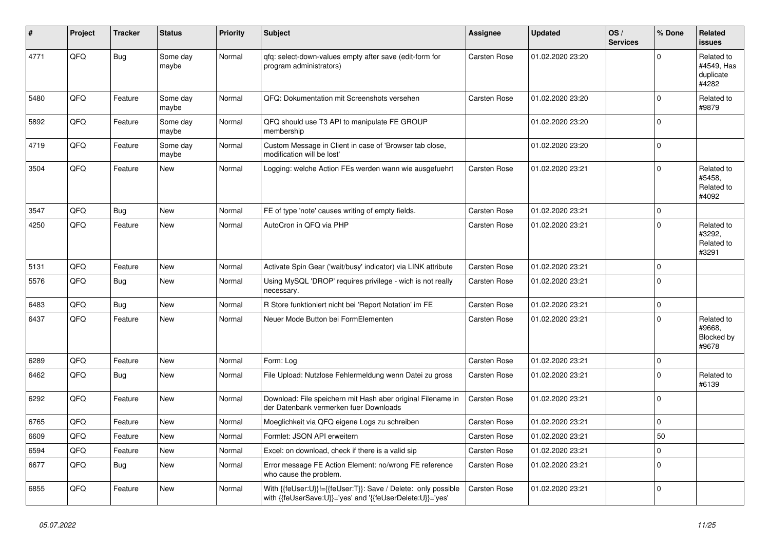| # | Project | Tracker | Status | Priority | Subject | Assignee | Updated | OS / Services | % Done | Related issues |
|---|---|---|---|---|---|---|---|---|---|---|
| 4771 | QFQ | Bug | Some day maybe | Normal | qfq: select-down-values empty after save (edit-form for program administrators) | Carsten Rose | 01.02.2020 23:20 | | 0 | Related to #4549, Has duplicate #4282 |
| 5480 | QFQ | Feature | Some day maybe | Normal | QFQ: Dokumentation mit Screenshots versehen | Carsten Rose | 01.02.2020 23:20 | | 0 | Related to #9879 |
| 5892 | QFQ | Feature | Some day maybe | Normal | QFQ should use T3 API to manipulate FE GROUP membership | | 01.02.2020 23:20 | | 0 | |
| 4719 | QFQ | Feature | Some day maybe | Normal | Custom Message in Client in case of 'Browser tab close, modification will be lost' | | 01.02.2020 23:20 | | 0 | |
| 3504 | QFQ | Feature | New | Normal | Logging: welche Action FEs werden wann wie ausgefuehrt | Carsten Rose | 01.02.2020 23:21 | | 0 | Related to #5458, Related to #4092 |
| 3547 | QFQ | Bug | New | Normal | FE of type 'note' causes writing of empty fields. | Carsten Rose | 01.02.2020 23:21 | | 0 | |
| 4250 | QFQ | Feature | New | Normal | AutoCron in QFQ via PHP | Carsten Rose | 01.02.2020 23:21 | | 0 | Related to #3292, Related to #3291 |
| 5131 | QFQ | Feature | New | Normal | Activate Spin Gear ('wait/busy' indicator) via LINK attribute | Carsten Rose | 01.02.2020 23:21 | | 0 | |
| 5576 | QFQ | Bug | New | Normal | Using MySQL 'DROP' requires privilege - wich is not really necessary. | Carsten Rose | 01.02.2020 23:21 | | 0 | |
| 6483 | QFQ | Bug | New | Normal | R Store funktioniert nicht bei 'Report Notation' im FE | Carsten Rose | 01.02.2020 23:21 | | 0 | |
| 6437 | QFQ | Feature | New | Normal | Neuer Mode Button bei FormElementen | Carsten Rose | 01.02.2020 23:21 | | 0 | Related to #9668, Blocked by #9678 |
| 6289 | QFQ | Feature | New | Normal | Form: Log | Carsten Rose | 01.02.2020 23:21 | | 0 | |
| 6462 | QFQ | Bug | New | Normal | File Upload: Nutzlose Fehlermeldung wenn Datei zu gross | Carsten Rose | 01.02.2020 23:21 | | 0 | Related to #6139 |
| 6292 | QFQ | Feature | New | Normal | Download: File speichern mit Hash aber original Filename in der Datenbank vermerken fuer Downloads | Carsten Rose | 01.02.2020 23:21 | | 0 | |
| 6765 | QFQ | Feature | New | Normal | Moeglichkeit via QFQ eigene Logs zu schreiben | Carsten Rose | 01.02.2020 23:21 | | 0 | |
| 6609 | QFQ | Feature | New | Normal | Formlet: JSON API erweitern | Carsten Rose | 01.02.2020 23:21 | | 50 | |
| 6594 | QFQ | Feature | New | Normal | Excel: on download, check if there is a valid sip | Carsten Rose | 01.02.2020 23:21 | | 0 | |
| 6677 | QFQ | Bug | New | Normal | Error message FE Action Element: no/wrong FE reference who cause the problem. | Carsten Rose | 01.02.2020 23:21 | | 0 | |
| 6855 | QFQ | Feature | New | Normal | With {{feUser:U}}!={{feUser:T}}: Save / Delete: only possible with {{feUserSave:U}}='yes' and '{{feUserDelete:U}}='yes' | Carsten Rose | 01.02.2020 23:21 | | 0 | |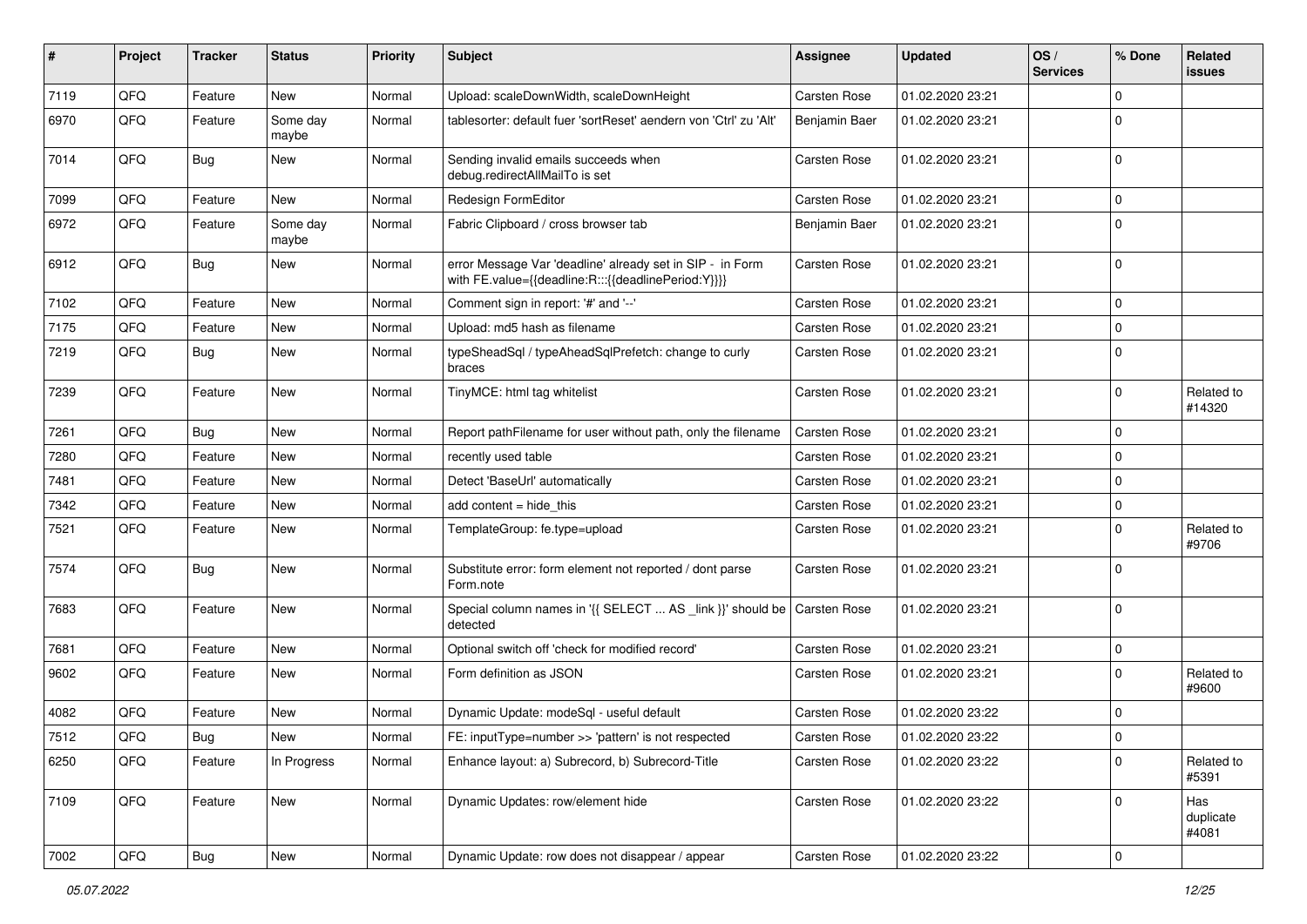| # | Project | Tracker | Status | Priority | Subject | Assignee | Updated | OS / Services | % Done | Related issues |
|---|---|---|---|---|---|---|---|---|---|---|
| 7119 | QFQ | Feature | New | Normal | Upload: scaleDownWidth, scaleDownHeight | Carsten Rose | 01.02.2020 23:21 | | 0 | |
| 6970 | QFQ | Feature | Some day maybe | Normal | tablesorter: default fuer 'sortReset' aendern von 'Ctrl' zu 'Alt' | Benjamin Baer | 01.02.2020 23:21 | | 0 | |
| 7014 | QFQ | Bug | New | Normal | Sending invalid emails succeeds when debug.redirectAllMailTo is set | Carsten Rose | 01.02.2020 23:21 | | 0 | |
| 7099 | QFQ | Feature | New | Normal | Redesign FormEditor | Carsten Rose | 01.02.2020 23:21 | | 0 | |
| 6972 | QFQ | Feature | Some day maybe | Normal | Fabric Clipboard / cross browser tab | Benjamin Baer | 01.02.2020 23:21 | | 0 | |
| 6912 | QFQ | Bug | New | Normal | error Message Var 'deadline' already set in SIP - in Form with FE.value={{deadline:R:::{{deadlinePeriod:Y}}}} | Carsten Rose | 01.02.2020 23:21 | | 0 | |
| 7102 | QFQ | Feature | New | Normal | Comment sign in report: '#' and '--' | Carsten Rose | 01.02.2020 23:21 | | 0 | |
| 7175 | QFQ | Feature | New | Normal | Upload: md5 hash as filename | Carsten Rose | 01.02.2020 23:21 | | 0 | |
| 7219 | QFQ | Bug | New | Normal | typeSheadSql / typeAheadSqlPrefetch: change to curly braces | Carsten Rose | 01.02.2020 23:21 | | 0 | |
| 7239 | QFQ | Feature | New | Normal | TinyMCE: html tag whitelist | Carsten Rose | 01.02.2020 23:21 | | 0 | Related to #14320 |
| 7261 | QFQ | Bug | New | Normal | Report pathFilename for user without path, only the filename | Carsten Rose | 01.02.2020 23:21 | | 0 | |
| 7280 | QFQ | Feature | New | Normal | recently used table | Carsten Rose | 01.02.2020 23:21 | | 0 | |
| 7481 | QFQ | Feature | New | Normal | Detect 'BaseUrl' automatically | Carsten Rose | 01.02.2020 23:21 | | 0 | |
| 7342 | QFQ | Feature | New | Normal | add content = hide_this | Carsten Rose | 01.02.2020 23:21 | | 0 | |
| 7521 | QFQ | Feature | New | Normal | TemplateGroup: fe.type=upload | Carsten Rose | 01.02.2020 23:21 | | 0 | Related to #9706 |
| 7574 | QFQ | Bug | New | Normal | Substitute error: form element not reported / dont parse Form.note | Carsten Rose | 01.02.2020 23:21 | | 0 | |
| 7683 | QFQ | Feature | New | Normal | Special column names in '{{ SELECT ... AS _link }}' should be detected | Carsten Rose | 01.02.2020 23:21 | | 0 | |
| 7681 | QFQ | Feature | New | Normal | Optional switch off 'check for modified record' | Carsten Rose | 01.02.2020 23:21 | | 0 | |
| 9602 | QFQ | Feature | New | Normal | Form definition as JSON | Carsten Rose | 01.02.2020 23:21 | | 0 | Related to #9600 |
| 4082 | QFQ | Feature | New | Normal | Dynamic Update: modeSql - useful default | Carsten Rose | 01.02.2020 23:22 | | 0 | |
| 7512 | QFQ | Bug | New | Normal | FE: inputType=number >> 'pattern' is not respected | Carsten Rose | 01.02.2020 23:22 | | 0 | |
| 6250 | QFQ | Feature | In Progress | Normal | Enhance layout: a) Subrecord, b) Subrecord-Title | Carsten Rose | 01.02.2020 23:22 | | 0 | Related to #5391 |
| 7109 | QFQ | Feature | New | Normal | Dynamic Updates: row/element hide | Carsten Rose | 01.02.2020 23:22 | | 0 | Has duplicate #4081 |
| 7002 | QFQ | Bug | New | Normal | Dynamic Update: row does not disappear / appear | Carsten Rose | 01.02.2020 23:22 | | 0 | |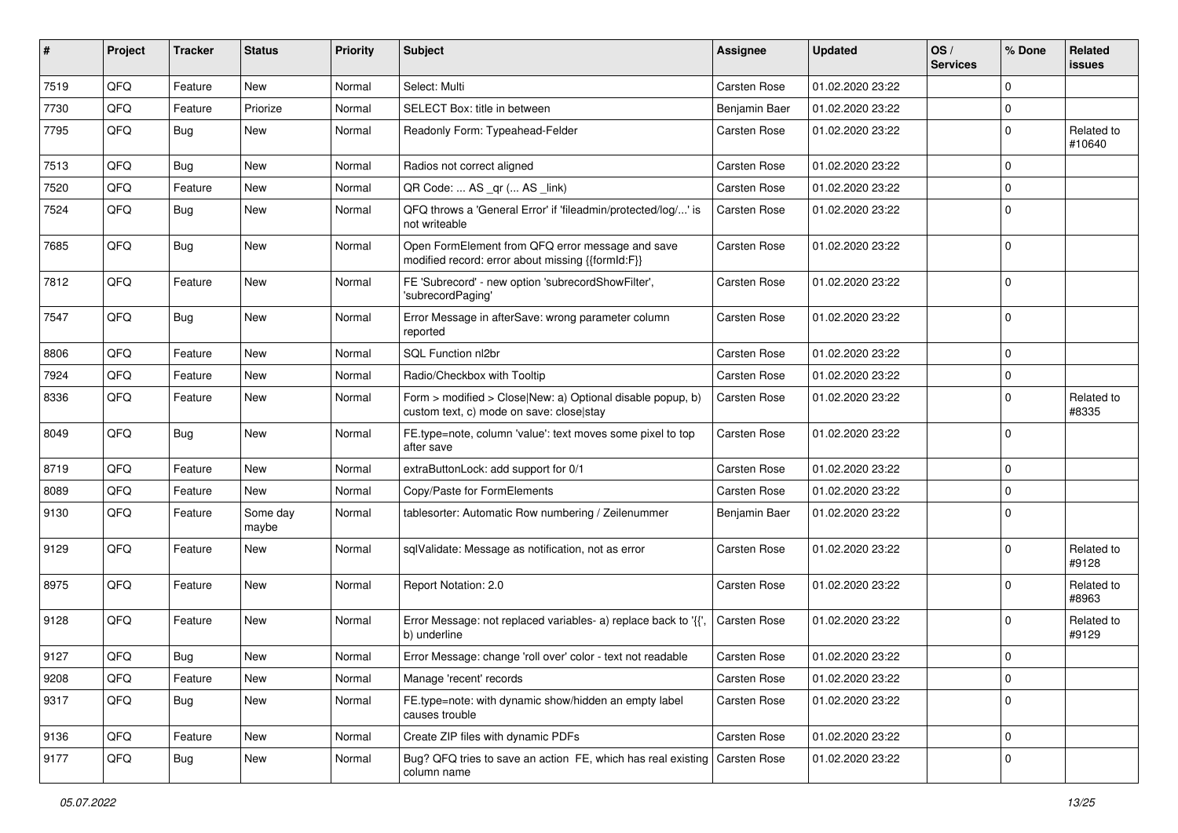| # | Project | Tracker | Status | Priority | Subject | Assignee | Updated | OS / Services | % Done | Related issues |
|---|---|---|---|---|---|---|---|---|---|---|
| 7519 | QFQ | Feature | New | Normal | Select: Multi | Carsten Rose | 01.02.2020 23:22 | | 0 | |
| 7730 | QFQ | Feature | Priorize | Normal | SELECT Box: title in between | Benjamin Baer | 01.02.2020 23:22 | | 0 | |
| 7795 | QFQ | Bug | New | Normal | Readonly Form: Typeahead-Felder | Carsten Rose | 01.02.2020 23:22 | | 0 | Related to #10640 |
| 7513 | QFQ | Bug | New | Normal | Radios not correct aligned | Carsten Rose | 01.02.2020 23:22 | | 0 | |
| 7520 | QFQ | Feature | New | Normal | QR Code: ... AS _qr (... AS _link) | Carsten Rose | 01.02.2020 23:22 | | 0 | |
| 7524 | QFQ | Bug | New | Normal | QFQ throws a 'General Error' if 'fileadmin/protected/log/...' is not writeable | Carsten Rose | 01.02.2020 23:22 | | 0 | |
| 7685 | QFQ | Bug | New | Normal | Open FormElement from QFQ error message and save modified record: error about missing {{formId:F}} | Carsten Rose | 01.02.2020 23:22 | | 0 | |
| 7812 | QFQ | Feature | New | Normal | FE 'Subrecord' - new option 'subrecordShowFilter', 'subrecordPaging' | Carsten Rose | 01.02.2020 23:22 | | 0 | |
| 7547 | QFQ | Bug | New | Normal | Error Message in afterSave: wrong parameter column reported | Carsten Rose | 01.02.2020 23:22 | | 0 | |
| 8806 | QFQ | Feature | New | Normal | SQL Function nl2br | Carsten Rose | 01.02.2020 23:22 | | 0 | |
| 7924 | QFQ | Feature | New | Normal | Radio/Checkbox with Tooltip | Carsten Rose | 01.02.2020 23:22 | | 0 | |
| 8336 | QFQ | Feature | New | Normal | Form > modified > Close\|New: a) Optional disable popup, b) custom text, c) mode on save: close\|stay | Carsten Rose | 01.02.2020 23:22 | | 0 | Related to #8335 |
| 8049 | QFQ | Bug | New | Normal | FE.type=note, column 'value': text moves some pixel to top after save | Carsten Rose | 01.02.2020 23:22 | | 0 | |
| 8719 | QFQ | Feature | New | Normal | extraButtonLock: add support for 0/1 | Carsten Rose | 01.02.2020 23:22 | | 0 | |
| 8089 | QFQ | Feature | New | Normal | Copy/Paste for FormElements | Carsten Rose | 01.02.2020 23:22 | | 0 | |
| 9130 | QFQ | Feature | Some day maybe | Normal | tablesorter: Automatic Row numbering / Zeilenummer | Benjamin Baer | 01.02.2020 23:22 | | 0 | |
| 9129 | QFQ | Feature | New | Normal | sqlValidate: Message as notification, not as error | Carsten Rose | 01.02.2020 23:22 | | 0 | Related to #9128 |
| 8975 | QFQ | Feature | New | Normal | Report Notation: 2.0 | Carsten Rose | 01.02.2020 23:22 | | 0 | Related to #8963 |
| 9128 | QFQ | Feature | New | Normal | Error Message: not replaced variables- a) replace back to '{{', b) underline | Carsten Rose | 01.02.2020 23:22 | | 0 | Related to #9129 |
| 9127 | QFQ | Bug | New | Normal | Error Message: change 'roll over' color - text not readable | Carsten Rose | 01.02.2020 23:22 | | 0 | |
| 9208 | QFQ | Feature | New | Normal | Manage 'recent' records | Carsten Rose | 01.02.2020 23:22 | | 0 | |
| 9317 | QFQ | Bug | New | Normal | FE.type=note: with dynamic show/hidden an empty label causes trouble | Carsten Rose | 01.02.2020 23:22 | | 0 | |
| 9136 | QFQ | Feature | New | Normal | Create ZIP files with dynamic PDFs | Carsten Rose | 01.02.2020 23:22 | | 0 | |
| 9177 | QFQ | Bug | New | Normal | Bug? QFQ tries to save an action FE, which has real existing column name | Carsten Rose | 01.02.2020 23:22 | | 0 | |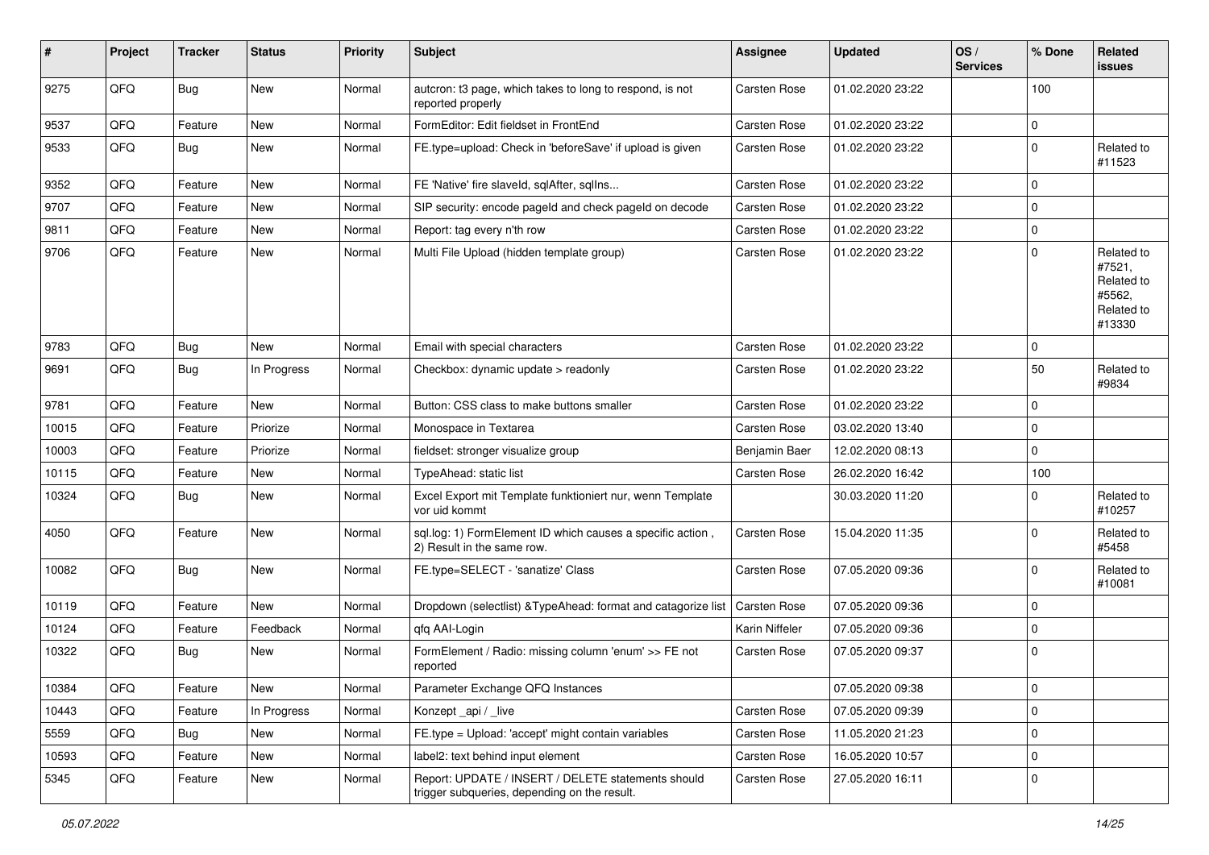| # | Project | Tracker | Status | Priority | Subject | Assignee | Updated | OS / Services | % Done | Related issues |
|---|---|---|---|---|---|---|---|---|---|---|
| 9275 | QFQ | Bug | New | Normal | autcron: t3 page, which takes to long to respond, is not reported properly | Carsten Rose | 01.02.2020 23:22 | | 100 | |
| 9537 | QFQ | Feature | New | Normal | FormEditor: Edit fieldset in FrontEnd | Carsten Rose | 01.02.2020 23:22 | | 0 | |
| 9533 | QFQ | Bug | New | Normal | FE.type=upload: Check in 'beforeSave' if upload is given | Carsten Rose | 01.02.2020 23:22 | | 0 | Related to #11523 |
| 9352 | QFQ | Feature | New | Normal | FE 'Native' fire slaveId, sqlAfter, sqlIns... | Carsten Rose | 01.02.2020 23:22 | | 0 | |
| 9707 | QFQ | Feature | New | Normal | SIP security: encode pageId and check pageId on decode | Carsten Rose | 01.02.2020 23:22 | | 0 | |
| 9811 | QFQ | Feature | New | Normal | Report: tag every n'th row | Carsten Rose | 01.02.2020 23:22 | | 0 | |
| 9706 | QFQ | Feature | New | Normal | Multi File Upload (hidden template group) | Carsten Rose | 01.02.2020 23:22 | | 0 | Related to #7521, Related to #5562, Related to #13330 |
| 9783 | QFQ | Bug | New | Normal | Email with special characters | Carsten Rose | 01.02.2020 23:22 | | 0 | |
| 9691 | QFQ | Bug | In Progress | Normal | Checkbox: dynamic update > readonly | Carsten Rose | 01.02.2020 23:22 | | 50 | Related to #9834 |
| 9781 | QFQ | Feature | New | Normal | Button: CSS class to make buttons smaller | Carsten Rose | 01.02.2020 23:22 | | 0 | |
| 10015 | QFQ | Feature | Priorize | Normal | Monospace in Textarea | Carsten Rose | 03.02.2020 13:40 | | 0 | |
| 10003 | QFQ | Feature | Priorize | Normal | fieldset: stronger visualize group | Benjamin Baer | 12.02.2020 08:13 | | 0 | |
| 10115 | QFQ | Feature | New | Normal | TypeAhead: static list | Carsten Rose | 26.02.2020 16:42 | | 100 | |
| 10324 | QFQ | Bug | New | Normal | Excel Export mit Template funktioniert nur, wenn Template vor uid kommt | | 30.03.2020 11:20 | | 0 | Related to #10257 |
| 4050 | QFQ | Feature | New | Normal | sql.log: 1) FormElement ID which causes a specific action , 2) Result in the same row. | Carsten Rose | 15.04.2020 11:35 | | 0 | Related to #5458 |
| 10082 | QFQ | Bug | New | Normal | FE.type=SELECT - 'sanatize' Class | Carsten Rose | 07.05.2020 09:36 | | 0 | Related to #10081 |
| 10119 | QFQ | Feature | New | Normal | Dropdown (selectlist) &TypeAhead: format and catagorize list | Carsten Rose | 07.05.2020 09:36 | | 0 | |
| 10124 | QFQ | Feature | Feedback | Normal | qfq AAI-Login | Karin Niffeler | 07.05.2020 09:36 | | 0 | |
| 10322 | QFQ | Bug | New | Normal | FormElement / Radio: missing column 'enum' >> FE not reported | Carsten Rose | 07.05.2020 09:37 | | 0 | |
| 10384 | QFQ | Feature | New | Normal | Parameter Exchange QFQ Instances | | 07.05.2020 09:38 | | 0 | |
| 10443 | QFQ | Feature | In Progress | Normal | Konzept _api / _live | Carsten Rose | 07.05.2020 09:39 | | 0 | |
| 5559 | QFQ | Bug | New | Normal | FE.type = Upload: 'accept' might contain variables | Carsten Rose | 11.05.2020 21:23 | | 0 | |
| 10593 | QFQ | Feature | New | Normal | label2: text behind input element | Carsten Rose | 16.05.2020 10:57 | | 0 | |
| 5345 | QFQ | Feature | New | Normal | Report: UPDATE / INSERT / DELETE statements should trigger subqueries, depending on the result. | Carsten Rose | 27.05.2020 16:11 | | 0 | |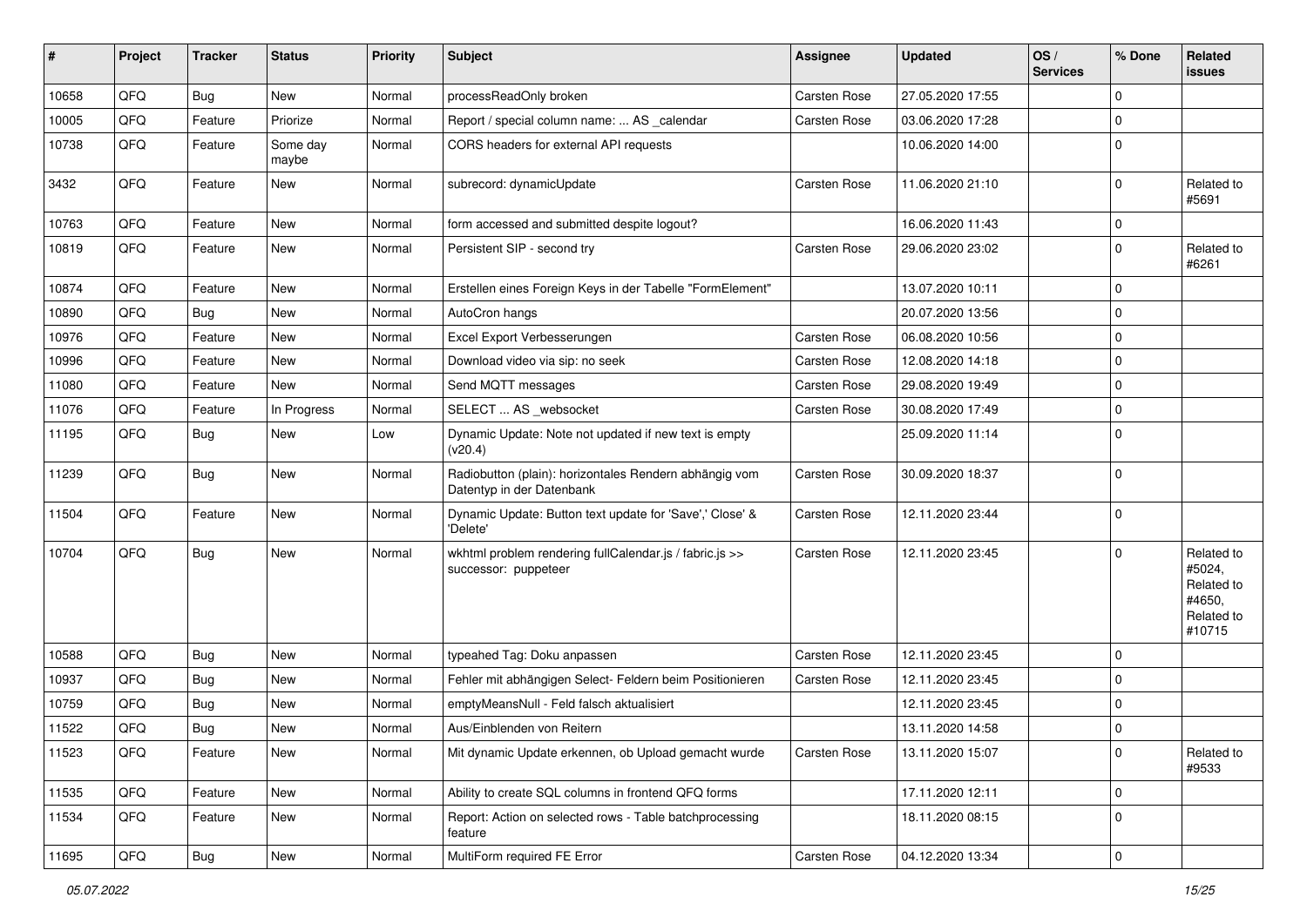| # | Project | Tracker | Status | Priority | Subject | Assignee | Updated | OS / Services | % Done | Related issues |
|---|---|---|---|---|---|---|---|---|---|---|
| 10658 | QFQ | Bug | New | Normal | processReadOnly broken | Carsten Rose | 27.05.2020 17:55 | | 0 | |
| 10005 | QFQ | Feature | Priorize | Normal | Report / special column name: ... AS _calendar | Carsten Rose | 03.06.2020 17:28 | | 0 | |
| 10738 | QFQ | Feature | Some day maybe | Normal | CORS headers for external API requests | | 10.06.2020 14:00 | | 0 | |
| 3432 | QFQ | Feature | New | Normal | subrecord: dynamicUpdate | Carsten Rose | 11.06.2020 21:10 | | 0 | Related to #5691 |
| 10763 | QFQ | Feature | New | Normal | form accessed and submitted despite logout? | | 16.06.2020 11:43 | | 0 | |
| 10819 | QFQ | Feature | New | Normal | Persistent SIP - second try | Carsten Rose | 29.06.2020 23:02 | | 0 | Related to #6261 |
| 10874 | QFQ | Feature | New | Normal | Erstellen eines Foreign Keys in der Tabelle "FormElement" | | 13.07.2020 10:11 | | 0 | |
| 10890 | QFQ | Bug | New | Normal | AutoCron hangs | | 20.07.2020 13:56 | | 0 | |
| 10976 | QFQ | Feature | New | Normal | Excel Export Verbesserungen | Carsten Rose | 06.08.2020 10:56 | | 0 | |
| 10996 | QFQ | Feature | New | Normal | Download video via sip: no seek | Carsten Rose | 12.08.2020 14:18 | | 0 | |
| 11080 | QFQ | Feature | New | Normal | Send MQTT messages | Carsten Rose | 29.08.2020 19:49 | | 0 | |
| 11076 | QFQ | Feature | In Progress | Normal | SELECT ... AS _websocket | Carsten Rose | 30.08.2020 17:49 | | 0 | |
| 11195 | QFQ | Bug | New | Low | Dynamic Update: Note not updated if new text is empty (v20.4) | | 25.09.2020 11:14 | | 0 | |
| 11239 | QFQ | Bug | New | Normal | Radiobutton (plain): horizontales Rendern abhängig vom Datentyp in der Datenbank | Carsten Rose | 30.09.2020 18:37 | | 0 | |
| 11504 | QFQ | Feature | New | Normal | Dynamic Update: Button text update for 'Save',' Close' & 'Delete' | Carsten Rose | 12.11.2020 23:44 | | 0 | |
| 10704 | QFQ | Bug | New | Normal | wkhtml problem rendering fullCalendar.js / fabric.js >> successor: puppeteer | Carsten Rose | 12.11.2020 23:45 | | 0 | Related to #5024, Related to #4650, Related to #10715 |
| 10588 | QFQ | Bug | New | Normal | typeahed Tag: Doku anpassen | Carsten Rose | 12.11.2020 23:45 | | 0 | |
| 10937 | QFQ | Bug | New | Normal | Fehler mit abhängigen Select- Feldern beim Positionieren | Carsten Rose | 12.11.2020 23:45 | | 0 | |
| 10759 | QFQ | Bug | New | Normal | emptyMeansNull - Feld falsch aktualisiert | | 12.11.2020 23:45 | | 0 | |
| 11522 | QFQ | Bug | New | Normal | Aus/Einblenden von Reitern | | 13.11.2020 14:58 | | 0 | |
| 11523 | QFQ | Feature | New | Normal | Mit dynamic Update erkennen, ob Upload gemacht wurde | Carsten Rose | 13.11.2020 15:07 | | 0 | Related to #9533 |
| 11535 | QFQ | Feature | New | Normal | Ability to create SQL columns in frontend QFQ forms | | 17.11.2020 12:11 | | 0 | |
| 11534 | QFQ | Feature | New | Normal | Report: Action on selected rows - Table batchprocessing feature | | 18.11.2020 08:15 | | 0 | |
| 11695 | QFQ | Bug | New | Normal | MultiForm required FE Error | Carsten Rose | 04.12.2020 13:34 | | 0 | |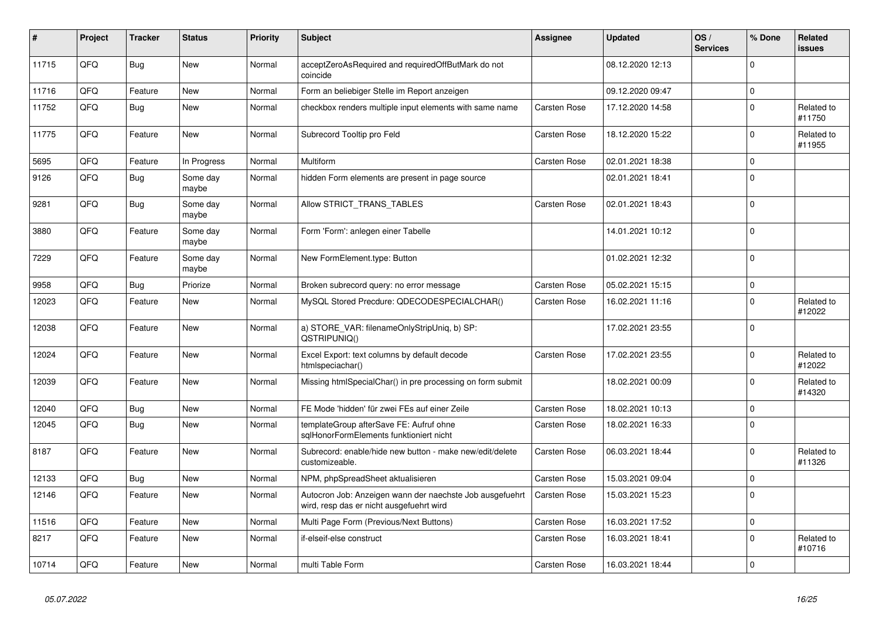| # | Project | Tracker | Status | Priority | Subject | Assignee | Updated | OS / Services | % Done | Related issues |
|---|---|---|---|---|---|---|---|---|---|---|
| 11715 | QFQ | Bug | New | Normal | acceptZeroAsRequired and requiredOffButMark do not coincide | | 08.12.2020 12:13 | | 0 | |
| 11716 | QFQ | Feature | New | Normal | Form an beliebiger Stelle im Report anzeigen | | 09.12.2020 09:47 | | 0 | |
| 11752 | QFQ | Bug | New | Normal | checkbox renders multiple input elements with same name | Carsten Rose | 17.12.2020 14:58 | | 0 | Related to #11750 |
| 11775 | QFQ | Feature | New | Normal | Subrecord Tooltip pro Feld | Carsten Rose | 18.12.2020 15:22 | | 0 | Related to #11955 |
| 5695 | QFQ | Feature | In Progress | Normal | Multiform | Carsten Rose | 02.01.2021 18:38 | | 0 | |
| 9126 | QFQ | Bug | Some day maybe | Normal | hidden Form elements are present in page source | | 02.01.2021 18:41 | | 0 | |
| 9281 | QFQ | Bug | Some day maybe | Normal | Allow STRICT_TRANS_TABLES | Carsten Rose | 02.01.2021 18:43 | | 0 | |
| 3880 | QFQ | Feature | Some day maybe | Normal | Form 'Form': anlegen einer Tabelle | | 14.01.2021 10:12 | | 0 | |
| 7229 | QFQ | Feature | Some day maybe | Normal | New FormElement.type: Button | | 01.02.2021 12:32 | | 0 | |
| 9958 | QFQ | Bug | Priorize | Normal | Broken subrecord query: no error message | Carsten Rose | 05.02.2021 15:15 | | 0 | |
| 12023 | QFQ | Feature | New | Normal | MySQL Stored Precdure: QDECODESPECIALCHAR() | Carsten Rose | 16.02.2021 11:16 | | 0 | Related to #12022 |
| 12038 | QFQ | Feature | New | Normal | a) STORE_VAR: filenameOnlyStripUniq, b) SP: QSTRIPUNIQ() | | 17.02.2021 23:55 | | 0 | |
| 12024 | QFQ | Feature | New | Normal | Excel Export: text columns by default decode htmlspeciachar() | Carsten Rose | 17.02.2021 23:55 | | 0 | Related to #12022 |
| 12039 | QFQ | Feature | New | Normal | Missing htmlSpecialChar() in pre processing on form submit | | 18.02.2021 00:09 | | 0 | Related to #14320 |
| 12040 | QFQ | Bug | New | Normal | FE Mode 'hidden' für zwei FEs auf einer Zeile | Carsten Rose | 18.02.2021 10:13 | | 0 | |
| 12045 | QFQ | Bug | New | Normal | templateGroup afterSave FE: Aufruf ohne sqlHonorFormElements funktioniert nicht | Carsten Rose | 18.02.2021 16:33 | | 0 | |
| 8187 | QFQ | Feature | New | Normal | Subrecord: enable/hide new button - make new/edit/delete customizeable. | Carsten Rose | 06.03.2021 18:44 | | 0 | Related to #11326 |
| 12133 | QFQ | Bug | New | Normal | NPM, phpSpreadSheet aktualisieren | Carsten Rose | 15.03.2021 09:04 | | 0 | |
| 12146 | QFQ | Feature | New | Normal | Autocron Job: Anzeigen wann der naechste Job ausgefuehrt wird, resp das er nicht ausgefuehrt wird | Carsten Rose | 15.03.2021 15:23 | | 0 | |
| 11516 | QFQ | Feature | New | Normal | Multi Page Form (Previous/Next Buttons) | Carsten Rose | 16.03.2021 17:52 | | 0 | |
| 8217 | QFQ | Feature | New | Normal | if-elseif-else construct | Carsten Rose | 16.03.2021 18:41 | | 0 | Related to #10716 |
| 10714 | QFQ | Feature | New | Normal | multi Table Form | Carsten Rose | 16.03.2021 18:44 | | 0 | |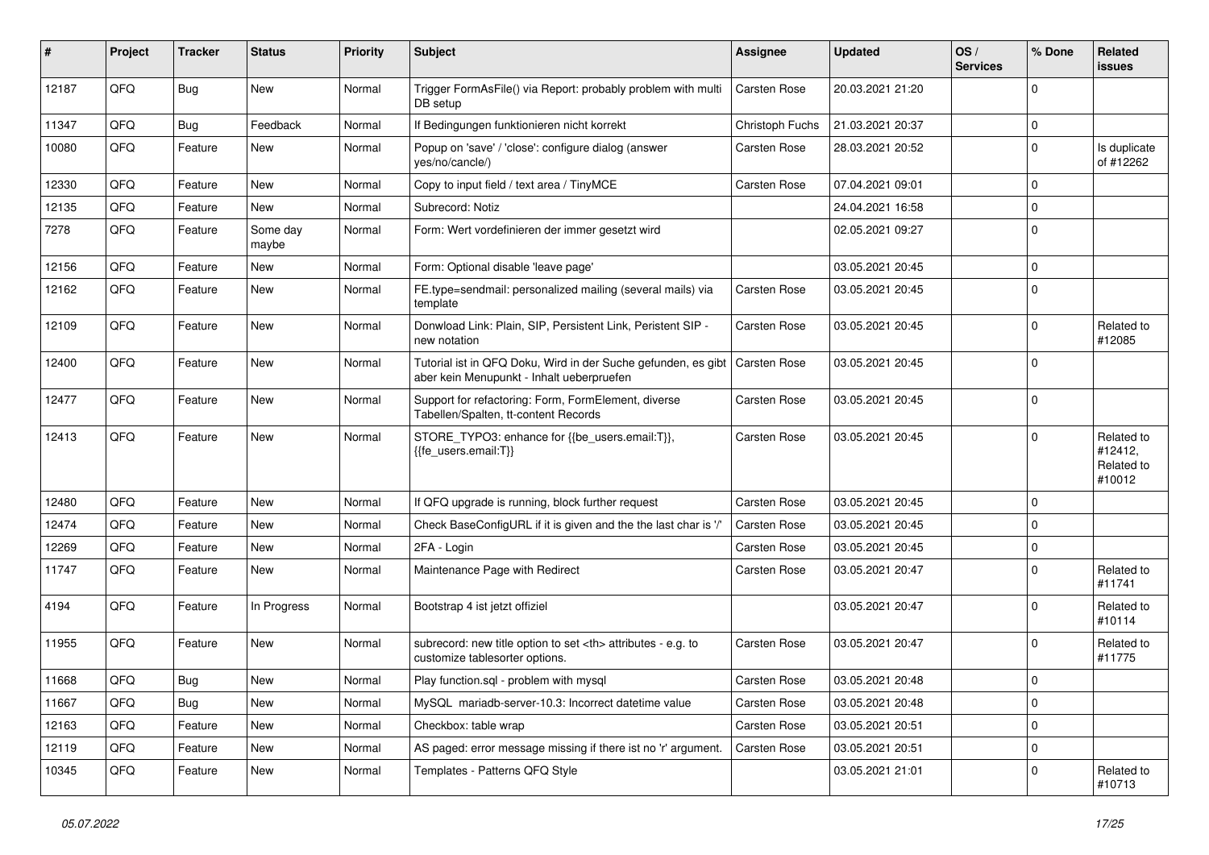| # | Project | Tracker | Status | Priority | Subject | Assignee | Updated | OS / Services | % Done | Related issues |
|---|---|---|---|---|---|---|---|---|---|---|
| 12187 | QFQ | Bug | New | Normal | Trigger FormAsFile() via Report: probably problem with multi DB setup | Carsten Rose | 20.03.2021 21:20 | | 0 | |
| 11347 | QFQ | Bug | Feedback | Normal | If Bedingungen funktionieren nicht korrekt | Christoph Fuchs | 21.03.2021 20:37 | | 0 | |
| 10080 | QFQ | Feature | New | Normal | Popup on 'save' / 'close': configure dialog (answer yes/no/cancle/) | Carsten Rose | 28.03.2021 20:52 | | 0 | Is duplicate of #12262 |
| 12330 | QFQ | Feature | New | Normal | Copy to input field / text area / TinyMCE | Carsten Rose | 07.04.2021 09:01 | | 0 | |
| 12135 | QFQ | Feature | New | Normal | Subrecord: Notiz | | 24.04.2021 16:58 | | 0 | |
| 7278 | QFQ | Feature | Some day maybe | Normal | Form: Wert vordefinieren der immer gesetzt wird | | 02.05.2021 09:27 | | 0 | |
| 12156 | QFQ | Feature | New | Normal | Form: Optional disable 'leave page' | | 03.05.2021 20:45 | | 0 | |
| 12162 | QFQ | Feature | New | Normal | FE.type=sendmail: personalized mailing (several mails) via template | Carsten Rose | 03.05.2021 20:45 | | 0 | |
| 12109 | QFQ | Feature | New | Normal | Donwload Link: Plain, SIP, Persistent Link, Peristent SIP - new notation | Carsten Rose | 03.05.2021 20:45 | | 0 | Related to #12085 |
| 12400 | QFQ | Feature | New | Normal | Tutorial ist in QFQ Doku, Wird in der Suche gefunden, es gibt aber kein Menupunkt - Inhalt ueberpruefen | Carsten Rose | 03.05.2021 20:45 | | 0 | |
| 12477 | QFQ | Feature | New | Normal | Support for refactoring: Form, FormElement, diverse Tabellen/Spalten, tt-content Records | Carsten Rose | 03.05.2021 20:45 | | 0 | |
| 12413 | QFQ | Feature | New | Normal | STORE_TYPO3: enhance for {{be_users.email:T}}, {{fe_users.email:T}} | Carsten Rose | 03.05.2021 20:45 | | 0 | Related to #12412, Related to #10012 |
| 12480 | QFQ | Feature | New | Normal | If QFQ upgrade is running, block further request | Carsten Rose | 03.05.2021 20:45 | | 0 | |
| 12474 | QFQ | Feature | New | Normal | Check BaseConfigURL if it is given and the the last char is '/' | Carsten Rose | 03.05.2021 20:45 | | 0 | |
| 12269 | QFQ | Feature | New | Normal | 2FA - Login | Carsten Rose | 03.05.2021 20:45 | | 0 | |
| 11747 | QFQ | Feature | New | Normal | Maintenance Page with Redirect | Carsten Rose | 03.05.2021 20:47 | | 0 | Related to #11741 |
| 4194 | QFQ | Feature | In Progress | Normal | Bootstrap 4 ist jetzt offiziel | | 03.05.2021 20:47 | | 0 | Related to #10114 |
| 11955 | QFQ | Feature | New | Normal | subrecord: new title option to set <th> attributes - e.g. to customize tablesorter options. | Carsten Rose | 03.05.2021 20:47 | | 0 | Related to #11775 |
| 11668 | QFQ | Bug | New | Normal | Play function.sql - problem with mysql | Carsten Rose | 03.05.2021 20:48 | | 0 | |
| 11667 | QFQ | Bug | New | Normal | MySQL mariadb-server-10.3: Incorrect datetime value | Carsten Rose | 03.05.2021 20:48 | | 0 | |
| 12163 | QFQ | Feature | New | Normal | Checkbox: table wrap | Carsten Rose | 03.05.2021 20:51 | | 0 | |
| 12119 | QFQ | Feature | New | Normal | AS paged: error message missing if there ist no 'r' argument. | Carsten Rose | 03.05.2021 20:51 | | 0 | |
| 10345 | QFQ | Feature | New | Normal | Templates - Patterns QFQ Style | | 03.05.2021 21:01 | | 0 | Related to #10713 |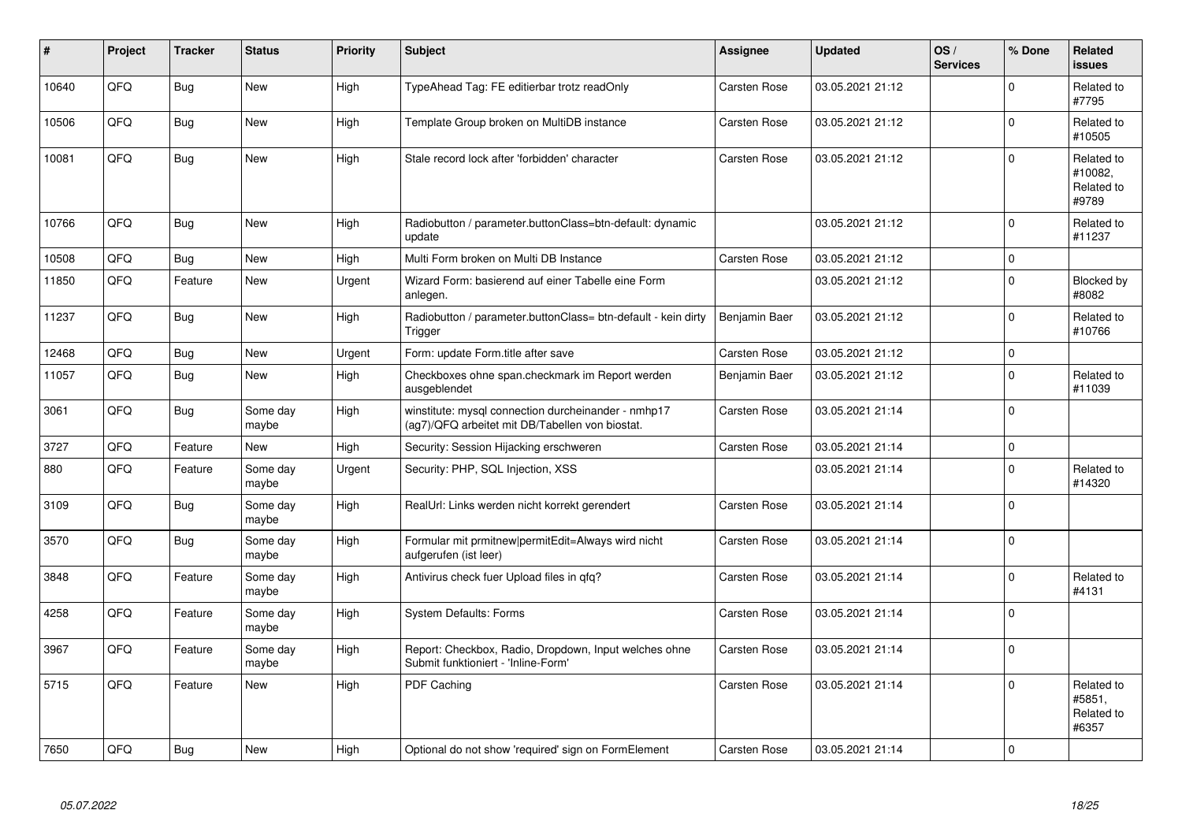| # | Project | Tracker | Status | Priority | Subject | Assignee | Updated | OS / Services | % Done | Related issues |
|---|---|---|---|---|---|---|---|---|---|---|
| 10640 | QFQ | Bug | New | High | TypeAhead Tag: FE editierbar trotz readOnly | Carsten Rose | 03.05.2021 21:12 | | 0 | Related to #7795 |
| 10506 | QFQ | Bug | New | High | Template Group broken on MultiDB instance | Carsten Rose | 03.05.2021 21:12 | | 0 | Related to #10505 |
| 10081 | QFQ | Bug | New | High | Stale record lock after 'forbidden' character | Carsten Rose | 03.05.2021 21:12 | | 0 | Related to #10082, Related to #9789 |
| 10766 | QFQ | Bug | New | High | Radiobutton / parameter.buttonClass=btn-default: dynamic update | | 03.05.2021 21:12 | | 0 | Related to #11237 |
| 10508 | QFQ | Bug | New | High | Multi Form broken on Multi DB Instance | Carsten Rose | 03.05.2021 21:12 | | 0 | |
| 11850 | QFQ | Feature | New | Urgent | Wizard Form: basierend auf einer Tabelle eine Form anlegen. | | 03.05.2021 21:12 | | 0 | Blocked by #8082 |
| 11237 | QFQ | Bug | New | High | Radiobutton / parameter.buttonClass= btn-default - kein dirty Trigger | Benjamin Baer | 03.05.2021 21:12 | | 0 | Related to #10766 |
| 12468 | QFQ | Bug | New | Urgent | Form: update Form.title after save | Carsten Rose | 03.05.2021 21:12 | | 0 | |
| 11057 | QFQ | Bug | New | High | Checkboxes ohne span.checkmark im Report werden ausgeblendet | Benjamin Baer | 03.05.2021 21:12 | | 0 | Related to #11039 |
| 3061 | QFQ | Bug | Some day maybe | High | winstitute: mysql connection durcheinander - nmhp17 (ag7)/QFQ arbeitet mit DB/Tabellen von biostat. | Carsten Rose | 03.05.2021 21:14 | | 0 | |
| 3727 | QFQ | Feature | New | High | Security: Session Hijacking erschweren | Carsten Rose | 03.05.2021 21:14 | | 0 | |
| 880 | QFQ | Feature | Some day maybe | Urgent | Security: PHP, SQL Injection, XSS | | 03.05.2021 21:14 | | 0 | Related to #14320 |
| 3109 | QFQ | Bug | Some day maybe | High | RealUrl: Links werden nicht korrekt gerendert | Carsten Rose | 03.05.2021 21:14 | | 0 | |
| 3570 | QFQ | Bug | Some day maybe | High | Formular mit prmitnew\|permitEdit=Always wird nicht aufgerufen (ist leer) | Carsten Rose | 03.05.2021 21:14 | | 0 | |
| 3848 | QFQ | Feature | Some day maybe | High | Antivirus check fuer Upload files in qfq? | Carsten Rose | 03.05.2021 21:14 | | 0 | Related to #4131 |
| 4258 | QFQ | Feature | Some day maybe | High | System Defaults: Forms | Carsten Rose | 03.05.2021 21:14 | | 0 | |
| 3967 | QFQ | Feature | Some day maybe | High | Report: Checkbox, Radio, Dropdown, Input welches ohne Submit funktioniert - 'Inline-Form' | Carsten Rose | 03.05.2021 21:14 | | 0 | |
| 5715 | QFQ | Feature | New | High | PDF Caching | Carsten Rose | 03.05.2021 21:14 | | 0 | Related to #5851, Related to #6357 |
| 7650 | QFQ | Bug | New | High | Optional do not show 'required' sign on FormElement | Carsten Rose | 03.05.2021 21:14 | | 0 | |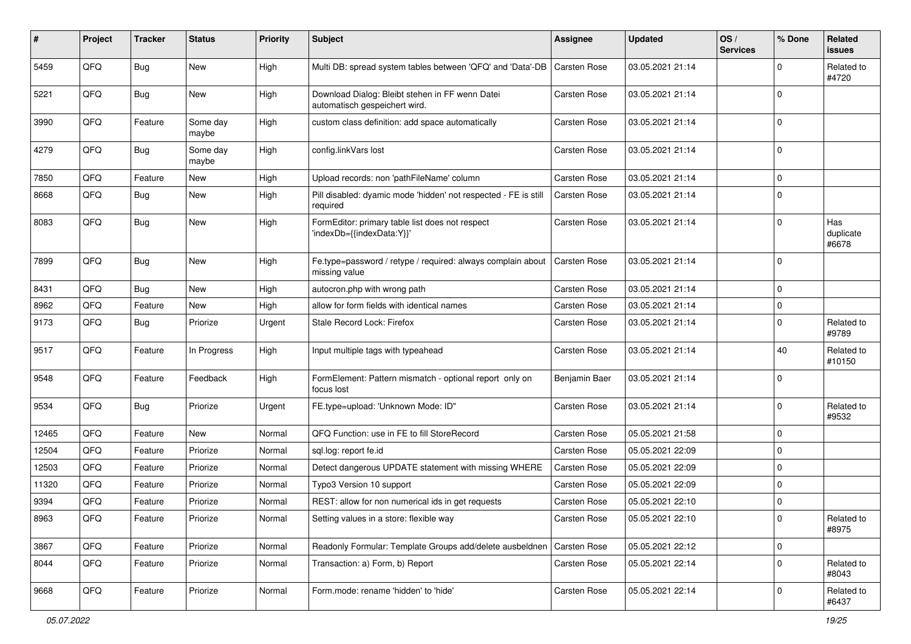| # | Project | Tracker | Status | Priority | Subject | Assignee | Updated | OS / Services | % Done | Related issues |
|---|---|---|---|---|---|---|---|---|---|---|
| 5459 | QFQ | Bug | New | High | Multi DB: spread system tables between 'QFQ' and 'Data'-DB | Carsten Rose | 03.05.2021 21:14 | | 0 | Related to #4720 |
| 5221 | QFQ | Bug | New | High | Download Dialog: Bleibt stehen in FF wenn Datei automatisch gespeichert wird. | Carsten Rose | 03.05.2021 21:14 | | 0 | |
| 3990 | QFQ | Feature | Some day maybe | High | custom class definition: add space automatically | Carsten Rose | 03.05.2021 21:14 | | 0 | |
| 4279 | QFQ | Bug | Some day maybe | High | config.linkVars lost | Carsten Rose | 03.05.2021 21:14 | | 0 | |
| 7850 | QFQ | Feature | New | High | Upload records: non 'pathFileName' column | Carsten Rose | 03.05.2021 21:14 | | 0 | |
| 8668 | QFQ | Bug | New | High | Pill disabled: dyamic mode 'hidden' not respected - FE is still required | Carsten Rose | 03.05.2021 21:14 | | 0 | |
| 8083 | QFQ | Bug | New | High | FormEditor: primary table list does not respect 'indexDb={{indexData:Y}}' | Carsten Rose | 03.05.2021 21:14 | | 0 | Has duplicate #6678 |
| 7899 | QFQ | Bug | New | High | Fe.type=password / retype / required: always complain about missing value | Carsten Rose | 03.05.2021 21:14 | | 0 | |
| 8431 | QFQ | Bug | New | High | autocron.php with wrong path | Carsten Rose | 03.05.2021 21:14 | | 0 | |
| 8962 | QFQ | Feature | New | High | allow for form fields with identical names | Carsten Rose | 03.05.2021 21:14 | | 0 | |
| 9173 | QFQ | Bug | Priorize | Urgent | Stale Record Lock: Firefox | Carsten Rose | 03.05.2021 21:14 | | 0 | Related to #9789 |
| 9517 | QFQ | Feature | In Progress | High | Input multiple tags with typeahead | Carsten Rose | 03.05.2021 21:14 | | 40 | Related to #10150 |
| 9548 | QFQ | Feature | Feedback | High | FormElement: Pattern mismatch - optional report only on focus lost | Benjamin Baer | 03.05.2021 21:14 | | 0 | |
| 9534 | QFQ | Bug | Priorize | Urgent | FE.type=upload: 'Unknown Mode: ID" | Carsten Rose | 03.05.2021 21:14 | | 0 | Related to #9532 |
| 12465 | QFQ | Feature | New | Normal | QFQ Function: use in FE to fill StoreRecord | Carsten Rose | 05.05.2021 21:58 | | 0 | |
| 12504 | QFQ | Feature | Priorize | Normal | sql.log: report fe.id | Carsten Rose | 05.05.2021 22:09 | | 0 | |
| 12503 | QFQ | Feature | Priorize | Normal | Detect dangerous UPDATE statement with missing WHERE | Carsten Rose | 05.05.2021 22:09 | | 0 | |
| 11320 | QFQ | Feature | Priorize | Normal | Typo3 Version 10 support | Carsten Rose | 05.05.2021 22:09 | | 0 | |
| 9394 | QFQ | Feature | Priorize | Normal | REST: allow for non numerical ids in get requests | Carsten Rose | 05.05.2021 22:10 | | 0 | |
| 8963 | QFQ | Feature | Priorize | Normal | Setting values in a store: flexible way | Carsten Rose | 05.05.2021 22:10 | | 0 | Related to #8975 |
| 3867 | QFQ | Feature | Priorize | Normal | Readonly Formular: Template Groups add/delete ausbeldnen | Carsten Rose | 05.05.2021 22:12 | | 0 | |
| 8044 | QFQ | Feature | Priorize | Normal | Transaction: a) Form, b) Report | Carsten Rose | 05.05.2021 22:14 | | 0 | Related to #8043 |
| 9668 | QFQ | Feature | Priorize | Normal | Form.mode: rename 'hidden' to 'hide' | Carsten Rose | 05.05.2021 22:14 | | 0 | Related to #6437 |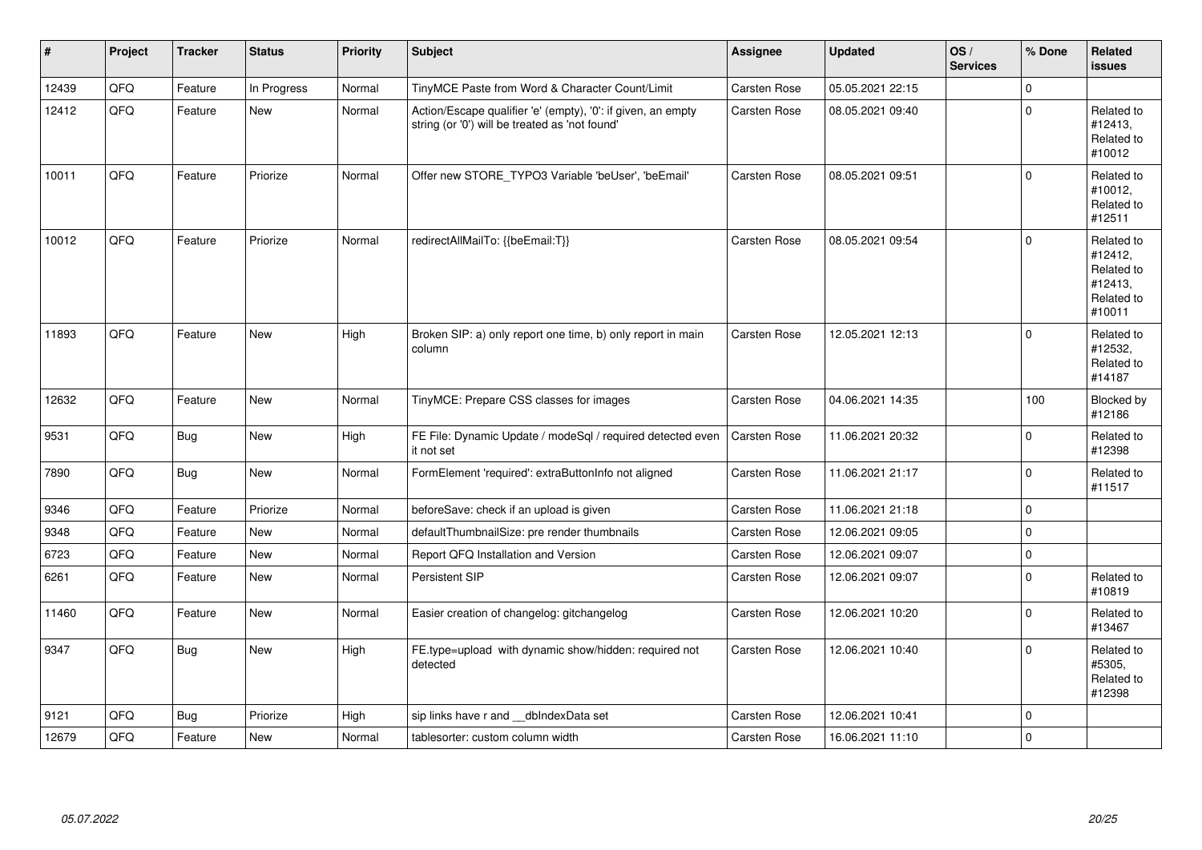| # | Project | Tracker | Status | Priority | Subject | Assignee | Updated | OS / Services | % Done | Related issues |
|---|---|---|---|---|---|---|---|---|---|---|
| 12439 | QFQ | Feature | In Progress | Normal | TinyMCE Paste from Word & Character Count/Limit | Carsten Rose | 05.05.2021 22:15 | | 0 | |
| 12412 | QFQ | Feature | New | Normal | Action/Escape qualifier 'e' (empty), '0': if given, an empty string (or '0') will be treated as 'not found' | Carsten Rose | 08.05.2021 09:40 | | 0 | Related to #12413, Related to #10012 |
| 10011 | QFQ | Feature | Priorize | Normal | Offer new STORE_TYPO3 Variable 'beUser', 'beEmail' | Carsten Rose | 08.05.2021 09:51 | | 0 | Related to #10012, Related to #12511 |
| 10012 | QFQ | Feature | Priorize | Normal | redirectAllMailTo: {{beEmail:T}} | Carsten Rose | 08.05.2021 09:54 | | 0 | Related to #12412, Related to #12413, Related to #10011 |
| 11893 | QFQ | Feature | New | High | Broken SIP: a) only report one time, b) only report in main column | Carsten Rose | 12.05.2021 12:13 | | 0 | Related to #12532, Related to #14187 |
| 12632 | QFQ | Feature | New | Normal | TinyMCE: Prepare CSS classes for images | Carsten Rose | 04.06.2021 14:35 | | 100 | Blocked by #12186 |
| 9531 | QFQ | Bug | New | High | FE File: Dynamic Update / modeSql / required detected even it not set | Carsten Rose | 11.06.2021 20:32 | | 0 | Related to #12398 |
| 7890 | QFQ | Bug | New | Normal | FormElement 'required': extraButtonInfo not aligned | Carsten Rose | 11.06.2021 21:17 | | 0 | Related to #11517 |
| 9346 | QFQ | Feature | Priorize | Normal | beforeSave: check if an upload is given | Carsten Rose | 11.06.2021 21:18 | | 0 | |
| 9348 | QFQ | Feature | New | Normal | defaultThumbnailSize: pre render thumbnails | Carsten Rose | 12.06.2021 09:05 | | 0 | |
| 6723 | QFQ | Feature | New | Normal | Report QFQ Installation and Version | Carsten Rose | 12.06.2021 09:07 | | 0 | |
| 6261 | QFQ | Feature | New | Normal | Persistent SIP | Carsten Rose | 12.06.2021 09:07 | | 0 | Related to #10819 |
| 11460 | QFQ | Feature | New | Normal | Easier creation of changelog: gitchangelog | Carsten Rose | 12.06.2021 10:20 | | 0 | Related to #13467 |
| 9347 | QFQ | Bug | New | High | FE.type=upload with dynamic show/hidden: required not detected | Carsten Rose | 12.06.2021 10:40 | | 0 | Related to #5305, Related to #12398 |
| 9121 | QFQ | Bug | Priorize | High | sip links have r and __dbIndexData set | Carsten Rose | 12.06.2021 10:41 | | 0 | |
| 12679 | QFQ | Feature | New | Normal | tablesorter: custom column width | Carsten Rose | 16.06.2021 11:10 | | 0 | |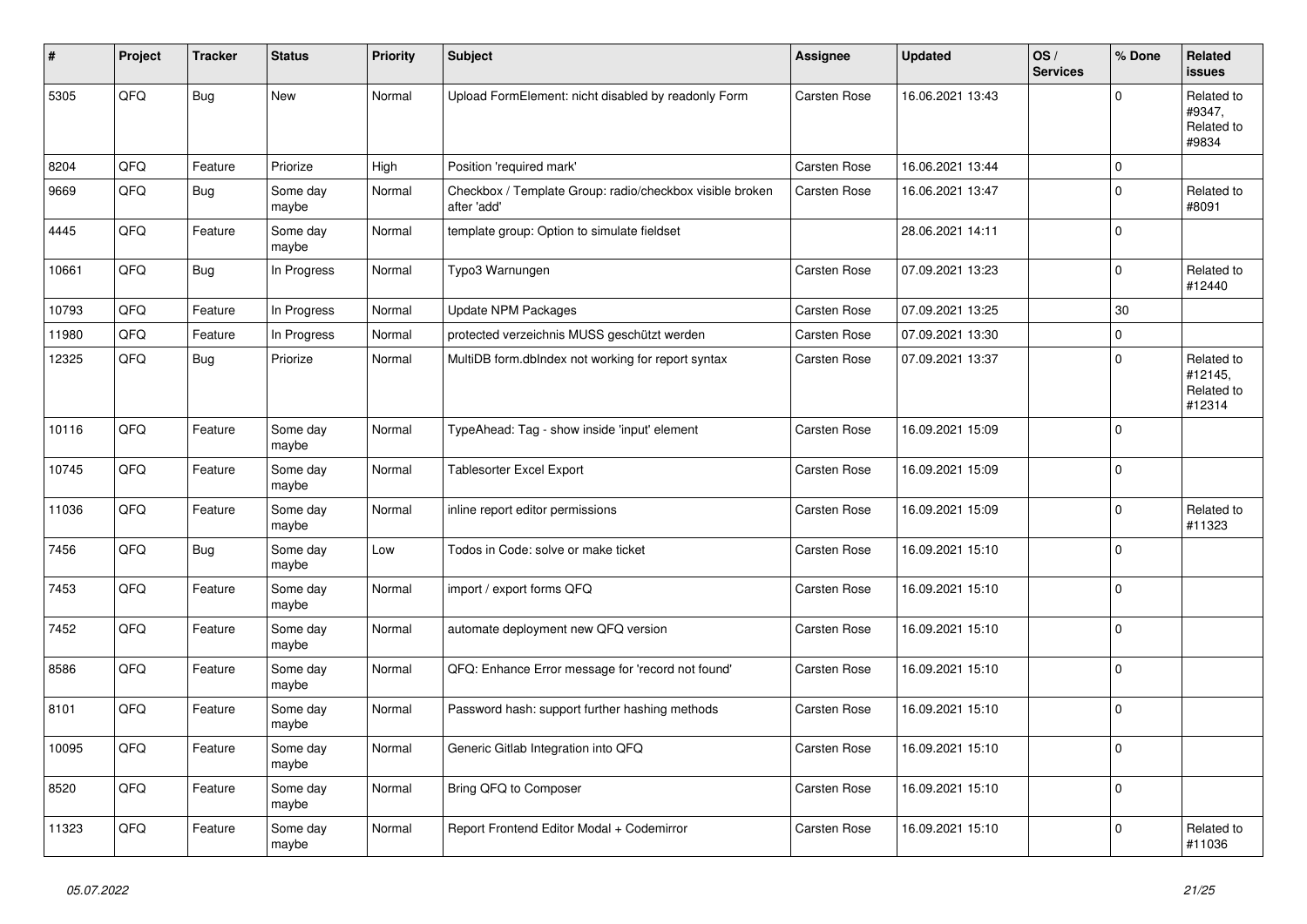| # | Project | Tracker | Status | Priority | Subject | Assignee | Updated | OS / Services | % Done | Related issues |
|---|---|---|---|---|---|---|---|---|---|---|
| 5305 | QFQ | Bug | New | Normal | Upload FormElement: nicht disabled by readonly Form | Carsten Rose | 16.06.2021 13:43 | | 0 | Related to #9347, Related to #9834 |
| 8204 | QFQ | Feature | Priorize | High | Position 'required mark' | Carsten Rose | 16.06.2021 13:44 | | 0 | |
| 9669 | QFQ | Bug | Some day maybe | Normal | Checkbox / Template Group: radio/checkbox visible broken after 'add' | Carsten Rose | 16.06.2021 13:47 | | 0 | Related to #8091 |
| 4445 | QFQ | Feature | Some day maybe | Normal | template group: Option to simulate fieldset | | 28.06.2021 14:11 | | 0 | |
| 10661 | QFQ | Bug | In Progress | Normal | Typo3 Warnungen | Carsten Rose | 07.09.2021 13:23 | | 0 | Related to #12440 |
| 10793 | QFQ | Feature | In Progress | Normal | Update NPM Packages | Carsten Rose | 07.09.2021 13:25 | | 30 | |
| 11980 | QFQ | Feature | In Progress | Normal | protected verzeichnis MUSS geschützt werden | Carsten Rose | 07.09.2021 13:30 | | 0 | |
| 12325 | QFQ | Bug | Priorize | Normal | MultiDB form.dbIndex not working for report syntax | Carsten Rose | 07.09.2021 13:37 | | 0 | Related to #12145, Related to #12314 |
| 10116 | QFQ | Feature | Some day maybe | Normal | TypeAhead: Tag - show inside 'input' element | Carsten Rose | 16.09.2021 15:09 | | 0 | |
| 10745 | QFQ | Feature | Some day maybe | Normal | Tablesorter Excel Export | Carsten Rose | 16.09.2021 15:09 | | 0 | |
| 11036 | QFQ | Feature | Some day maybe | Normal | inline report editor permissions | Carsten Rose | 16.09.2021 15:09 | | 0 | Related to #11323 |
| 7456 | QFQ | Bug | Some day maybe | Low | Todos in Code: solve or make ticket | Carsten Rose | 16.09.2021 15:10 | | 0 | |
| 7453 | QFQ | Feature | Some day maybe | Normal | import / export forms QFQ | Carsten Rose | 16.09.2021 15:10 | | 0 | |
| 7452 | QFQ | Feature | Some day maybe | Normal | automate deployment new QFQ version | Carsten Rose | 16.09.2021 15:10 | | 0 | |
| 8586 | QFQ | Feature | Some day maybe | Normal | QFQ: Enhance Error message for 'record not found' | Carsten Rose | 16.09.2021 15:10 | | 0 | |
| 8101 | QFQ | Feature | Some day maybe | Normal | Password hash: support further hashing methods | Carsten Rose | 16.09.2021 15:10 | | 0 | |
| 10095 | QFQ | Feature | Some day maybe | Normal | Generic Gitlab Integration into QFQ | Carsten Rose | 16.09.2021 15:10 | | 0 | |
| 8520 | QFQ | Feature | Some day maybe | Normal | Bring QFQ to Composer | Carsten Rose | 16.09.2021 15:10 | | 0 | |
| 11323 | QFQ | Feature | Some day maybe | Normal | Report Frontend Editor Modal + Codemirror | Carsten Rose | 16.09.2021 15:10 | | 0 | Related to #11036 |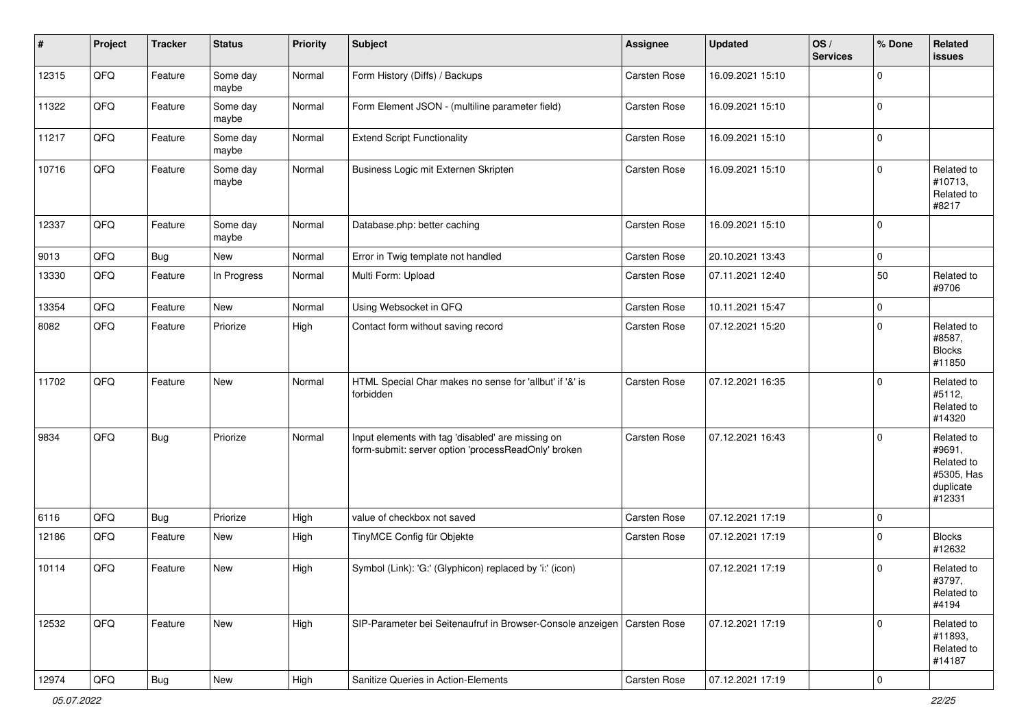| # | Project | Tracker | Status | Priority | Subject | Assignee | Updated | OS / Services | % Done | Related issues |
|---|---|---|---|---|---|---|---|---|---|---|
| 12315 | QFQ | Feature | Some day maybe | Normal | Form History (Diffs) / Backups | Carsten Rose | 16.09.2021 15:10 | | 0 | |
| 11322 | QFQ | Feature | Some day maybe | Normal | Form Element JSON - (multiline parameter field) | Carsten Rose | 16.09.2021 15:10 | | 0 | |
| 11217 | QFQ | Feature | Some day maybe | Normal | Extend Script Functionality | Carsten Rose | 16.09.2021 15:10 | | 0 | |
| 10716 | QFQ | Feature | Some day maybe | Normal | Business Logic mit Externen Skripten | Carsten Rose | 16.09.2021 15:10 | | 0 | Related to #10713, Related to #8217 |
| 12337 | QFQ | Feature | Some day maybe | Normal | Database.php: better caching | Carsten Rose | 16.09.2021 15:10 | | 0 | |
| 9013 | QFQ | Bug | New | Normal | Error in Twig template not handled | Carsten Rose | 20.10.2021 13:43 | | 0 | |
| 13330 | QFQ | Feature | In Progress | Normal | Multi Form: Upload | Carsten Rose | 07.11.2021 12:40 | | 50 | Related to #9706 |
| 13354 | QFQ | Feature | New | Normal | Using Websocket in QFQ | Carsten Rose | 10.11.2021 15:47 | | 0 | |
| 8082 | QFQ | Feature | Priorize | High | Contact form without saving record | Carsten Rose | 07.12.2021 15:20 | | 0 | Related to #8587, Blocks #11850 |
| 11702 | QFQ | Feature | New | Normal | HTML Special Char makes no sense for 'allbut' if '&' is forbidden | Carsten Rose | 07.12.2021 16:35 | | 0 | Related to #5112, Related to #14320 |
| 9834 | QFQ | Bug | Priorize | Normal | Input elements with tag 'disabled' are missing on form-submit: server option 'processReadOnly' broken | Carsten Rose | 07.12.2021 16:43 | | 0 | Related to #9691, Related to #5305, Has duplicate #12331 |
| 6116 | QFQ | Bug | Priorize | High | value of checkbox not saved | Carsten Rose | 07.12.2021 17:19 | | 0 | |
| 12186 | QFQ | Feature | New | High | TinyMCE Config für Objekte | Carsten Rose | 07.12.2021 17:19 | | 0 | Blocks #12632 |
| 10114 | QFQ | Feature | New | High | Symbol (Link): 'G:' (Glyphicon) replaced by 'i:' (icon) | | 07.12.2021 17:19 | | 0 | Related to #3797, Related to #4194 |
| 12532 | QFQ | Feature | New | High | SIP-Parameter bei Seitenaufruf in Browser-Console anzeigen | Carsten Rose | 07.12.2021 17:19 | | 0 | Related to #11893, Related to #14187 |
| 12974 | QFQ | Bug | New | High | Sanitize Queries in Action-Elements | Carsten Rose | 07.12.2021 17:19 | | 0 | |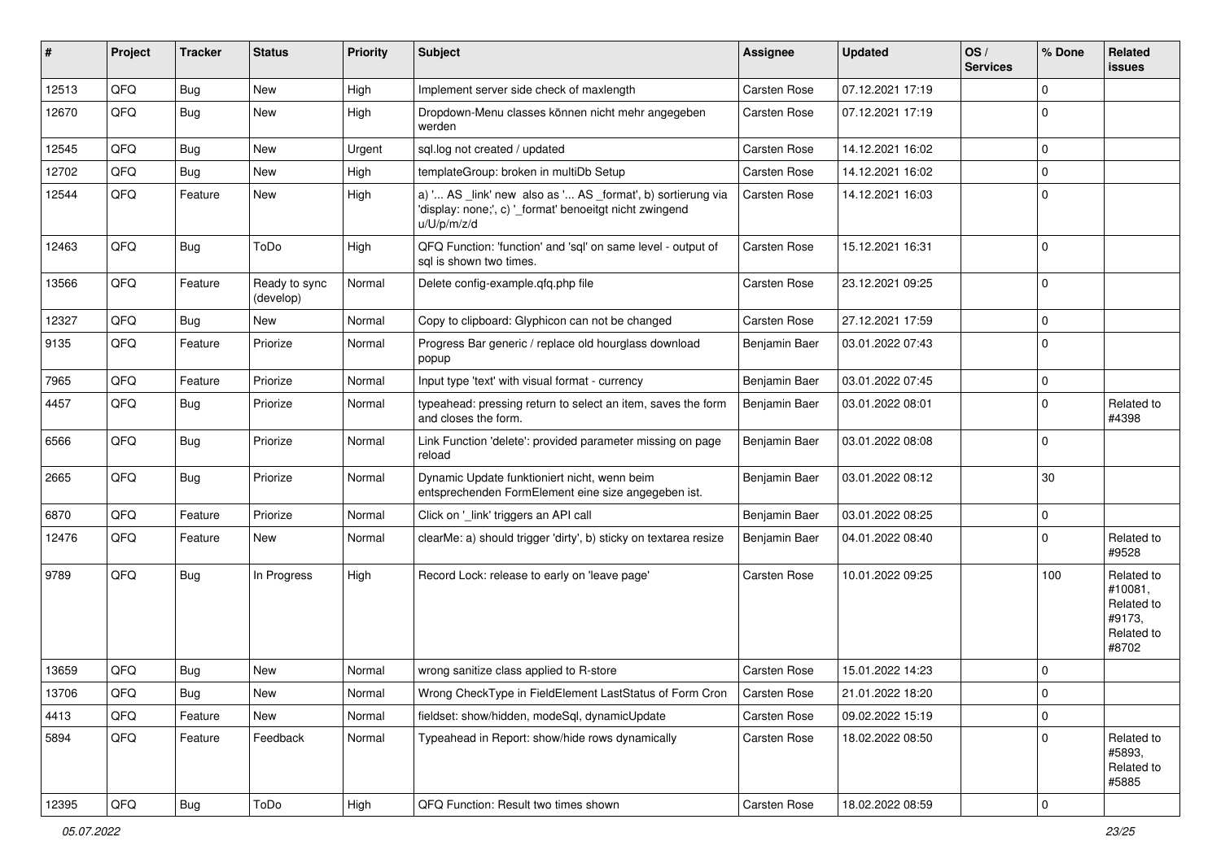| # | Project | Tracker | Status | Priority | Subject | Assignee | Updated | OS / Services | % Done | Related issues |
|---|---|---|---|---|---|---|---|---|---|---|
| 12513 | QFQ | Bug | New | High | Implement server side check of maxlength | Carsten Rose | 07.12.2021 17:19 | | 0 | |
| 12670 | QFQ | Bug | New | High | Dropdown-Menu classes können nicht mehr angegeben werden | Carsten Rose | 07.12.2021 17:19 | | 0 | |
| 12545 | QFQ | Bug | New | Urgent | sql.log not created / updated | Carsten Rose | 14.12.2021 16:02 | | 0 | |
| 12702 | QFQ | Bug | New | High | templateGroup: broken in multiDb Setup | Carsten Rose | 14.12.2021 16:02 | | 0 | |
| 12544 | QFQ | Feature | New | High | a) '... AS _link' new also as '... AS _format', b) sortierung via 'display: none;', c) '_format' benoeitgt nicht zwingend u/U/p/m/z/d | Carsten Rose | 14.12.2021 16:03 | | 0 | |
| 12463 | QFQ | Bug | ToDo | High | QFQ Function: 'function' and 'sql' on same level - output of sql is shown two times. | Carsten Rose | 15.12.2021 16:31 | | 0 | |
| 13566 | QFQ | Feature | Ready to sync (develop) | Normal | Delete config-example.qfq.php file | Carsten Rose | 23.12.2021 09:25 | | 0 | |
| 12327 | QFQ | Bug | New | Normal | Copy to clipboard: Glyphicon can not be changed | Carsten Rose | 27.12.2021 17:59 | | 0 | |
| 9135 | QFQ | Feature | Priorize | Normal | Progress Bar generic / replace old hourglass download popup | Benjamin Baer | 03.01.2022 07:43 | | 0 | |
| 7965 | QFQ | Feature | Priorize | Normal | Input type 'text' with visual format - currency | Benjamin Baer | 03.01.2022 07:45 | | 0 | |
| 4457 | QFQ | Bug | Priorize | Normal | typeahead: pressing return to select an item, saves the form and closes the form. | Benjamin Baer | 03.01.2022 08:01 | | 0 | Related to #4398 |
| 6566 | QFQ | Bug | Priorize | Normal | Link Function 'delete': provided parameter missing on page reload | Benjamin Baer | 03.01.2022 08:08 | | 0 | |
| 2665 | QFQ | Bug | Priorize | Normal | Dynamic Update funktioniert nicht, wenn beim entsprechenden FormElement eine size angegeben ist. | Benjamin Baer | 03.01.2022 08:12 | | 30 | |
| 6870 | QFQ | Feature | Priorize | Normal | Click on '_link' triggers an API call | Benjamin Baer | 03.01.2022 08:25 | | 0 | |
| 12476 | QFQ | Feature | New | Normal | clearMe: a) should trigger 'dirty', b) sticky on textarea resize | Benjamin Baer | 04.01.2022 08:40 | | 0 | Related to #9528 |
| 9789 | QFQ | Bug | In Progress | High | Record Lock: release to early on 'leave page' | Carsten Rose | 10.01.2022 09:25 | | 100 | Related to #10081, Related to #9173, Related to #8702 |
| 13659 | QFQ | Bug | New | Normal | wrong sanitize class applied to R-store | Carsten Rose | 15.01.2022 14:23 | | 0 | |
| 13706 | QFQ | Bug | New | Normal | Wrong CheckType in FieldElement LastStatus of Form Cron | Carsten Rose | 21.01.2022 18:20 | | 0 | |
| 4413 | QFQ | Feature | New | Normal | fieldset: show/hidden, modeSql, dynamicUpdate | Carsten Rose | 09.02.2022 15:19 | | 0 | |
| 5894 | QFQ | Feature | Feedback | Normal | Typeahead in Report: show/hide rows dynamically | Carsten Rose | 18.02.2022 08:50 | | 0 | Related to #5893, Related to #5885 |
| 12395 | QFQ | Bug | ToDo | High | QFQ Function: Result two times shown | Carsten Rose | 18.02.2022 08:59 | | 0 | |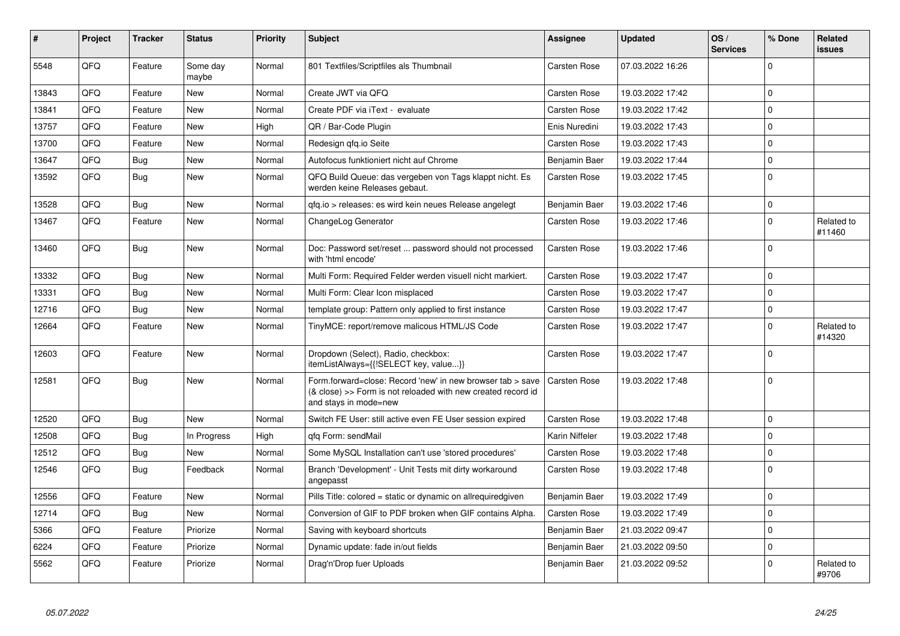| # | Project | Tracker | Status | Priority | Subject | Assignee | Updated | OS / Services | % Done | Related issues |
|---|---|---|---|---|---|---|---|---|---|---|
| 5548 | QFQ | Feature | Some day maybe | Normal | 801 Textfiles/Scriptfiles als Thumbnail | Carsten Rose | 07.03.2022 16:26 | | 0 | |
| 13843 | QFQ | Feature | New | Normal | Create JWT via QFQ | Carsten Rose | 19.03.2022 17:42 | | 0 | |
| 13841 | QFQ | Feature | New | Normal | Create PDF via iText - evaluate | Carsten Rose | 19.03.2022 17:42 | | 0 | |
| 13757 | QFQ | Feature | New | High | QR / Bar-Code Plugin | Enis Nuredini | 19.03.2022 17:43 | | 0 | |
| 13700 | QFQ | Feature | New | Normal | Redesign qfq.io Seite | Carsten Rose | 19.03.2022 17:43 | | 0 | |
| 13647 | QFQ | Bug | New | Normal | Autofocus funktioniert nicht auf Chrome | Benjamin Baer | 19.03.2022 17:44 | | 0 | |
| 13592 | QFQ | Bug | New | Normal | QFQ Build Queue: das vergeben von Tags klappt nicht. Es werden keine Releases gebaut. | Carsten Rose | 19.03.2022 17:45 | | 0 | |
| 13528 | QFQ | Bug | New | Normal | qfq.io > releases: es wird kein neues Release angelegt | Benjamin Baer | 19.03.2022 17:46 | | 0 | |
| 13467 | QFQ | Feature | New | Normal | ChangeLog Generator | Carsten Rose | 19.03.2022 17:46 | | 0 | Related to #11460 |
| 13460 | QFQ | Bug | New | Normal | Doc: Password set/reset ... password should not processed with 'html encode' | Carsten Rose | 19.03.2022 17:46 | | 0 | |
| 13332 | QFQ | Bug | New | Normal | Multi Form: Required Felder werden visuell nicht markiert. | Carsten Rose | 19.03.2022 17:47 | | 0 | |
| 13331 | QFQ | Bug | New | Normal | Multi Form: Clear Icon misplaced | Carsten Rose | 19.03.2022 17:47 | | 0 | |
| 12716 | QFQ | Bug | New | Normal | template group: Pattern only applied to first instance | Carsten Rose | 19.03.2022 17:47 | | 0 | |
| 12664 | QFQ | Feature | New | Normal | TinyMCE: report/remove malicous HTML/JS Code | Carsten Rose | 19.03.2022 17:47 | | 0 | Related to #14320 |
| 12603 | QFQ | Feature | New | Normal | Dropdown (Select), Radio, checkbox: itemListAlways={{!SELECT key, value...}} | Carsten Rose | 19.03.2022 17:47 | | 0 | |
| 12581 | QFQ | Bug | New | Normal | Form.forward=close: Record 'new' in new browser tab > save (& close) >> Form is not reloaded with new created record id and stays in mode=new | Carsten Rose | 19.03.2022 17:48 | | 0 | |
| 12520 | QFQ | Bug | New | Normal | Switch FE User: still active even FE User session expired | Carsten Rose | 19.03.2022 17:48 | | 0 | |
| 12508 | QFQ | Bug | In Progress | High | qfq Form: sendMail | Karin Niffeler | 19.03.2022 17:48 | | 0 | |
| 12512 | QFQ | Bug | New | Normal | Some MySQL Installation can't use 'stored procedures' | Carsten Rose | 19.03.2022 17:48 | | 0 | |
| 12546 | QFQ | Bug | Feedback | Normal | Branch 'Development' - Unit Tests mit dirty workaround angepasst | Carsten Rose | 19.03.2022 17:48 | | 0 | |
| 12556 | QFQ | Feature | New | Normal | Pills Title: colored = static or dynamic on allrequiredgiven | Benjamin Baer | 19.03.2022 17:49 | | 0 | |
| 12714 | QFQ | Bug | New | Normal | Conversion of GIF to PDF broken when GIF contains Alpha. | Carsten Rose | 19.03.2022 17:49 | | 0 | |
| 5366 | QFQ | Feature | Priorize | Normal | Saving with keyboard shortcuts | Benjamin Baer | 21.03.2022 09:47 | | 0 | |
| 6224 | QFQ | Feature | Priorize | Normal | Dynamic update: fade in/out fields | Benjamin Baer | 21.03.2022 09:50 | | 0 | |
| 5562 | QFQ | Feature | Priorize | Normal | Drag'n'Drop fuer Uploads | Benjamin Baer | 21.03.2022 09:52 | | 0 | Related to #9706 |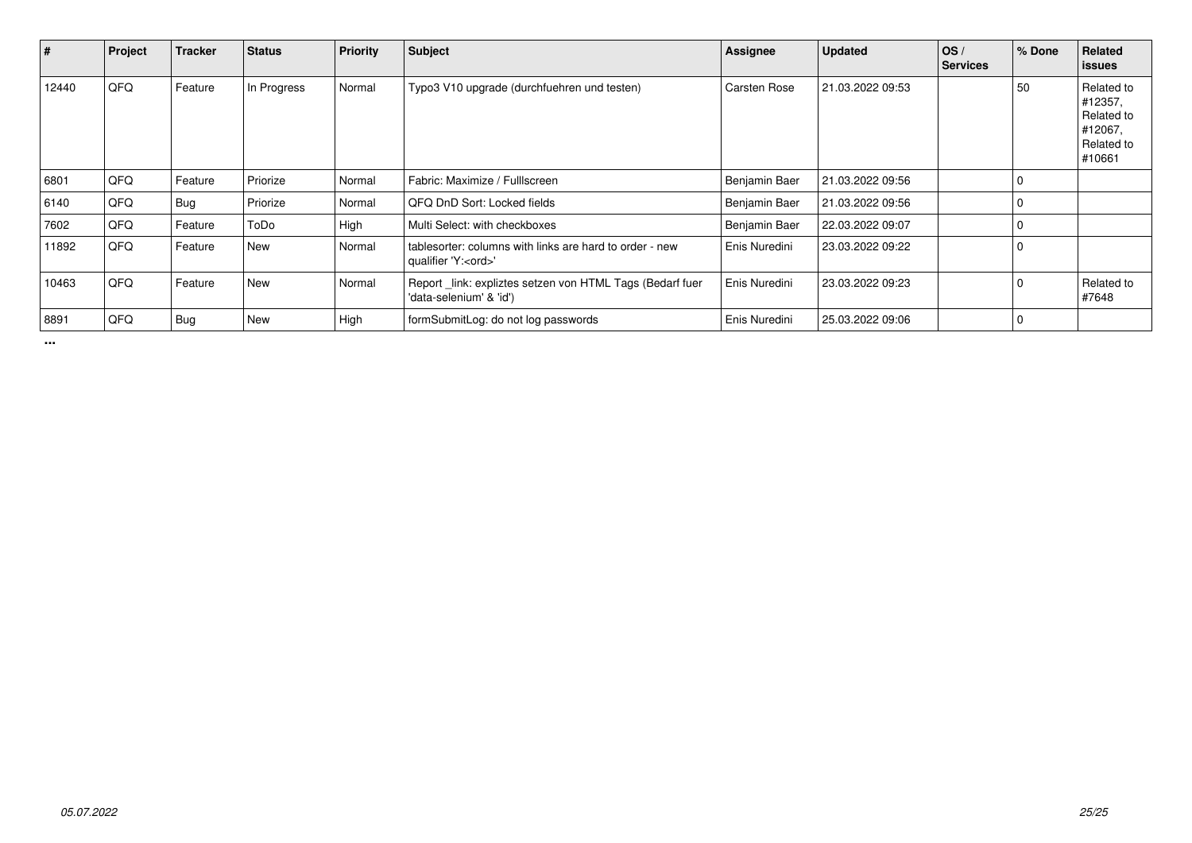| # | Project | Tracker | Status | Priority | Subject | Assignee | Updated | OS / Services | % Done | Related issues |
|---|---|---|---|---|---|---|---|---|---|---|
| 12440 | QFQ | Feature | In Progress | Normal | Typo3 V10 upgrade (durchfuehren und testen) | Carsten Rose | 21.03.2022 09:53 | | 50 | Related to #12357, Related to #12067, Related to #10661 |
| 6801 | QFQ | Feature | Priorize | Normal | Fabric: Maximize / Fulllscreen | Benjamin Baer | 21.03.2022 09:56 | | 0 | |
| 6140 | QFQ | Bug | Priorize | Normal | QFQ DnD Sort: Locked fields | Benjamin Baer | 21.03.2022 09:56 | | 0 | |
| 7602 | QFQ | Feature | ToDo | High | Multi Select: with checkboxes | Benjamin Baer | 22.03.2022 09:07 | | 0 | |
| 11892 | QFQ | Feature | New | Normal | tablesorter: columns with links are hard to order - new qualifier 'Y:<ord>' | Enis Nuredini | 23.03.2022 09:22 | | 0 | |
| 10463 | QFQ | Feature | New | Normal | Report _link: expliztes setzen von HTML Tags (Bedarf fuer 'data-selenium' & 'id') | Enis Nuredini | 23.03.2022 09:23 | | 0 | Related to #7648 |
| 8891 | QFQ | Bug | New | High | formSubmitLog: do not log passwords | Enis Nuredini | 25.03.2022 09:06 | | 0 | |

...